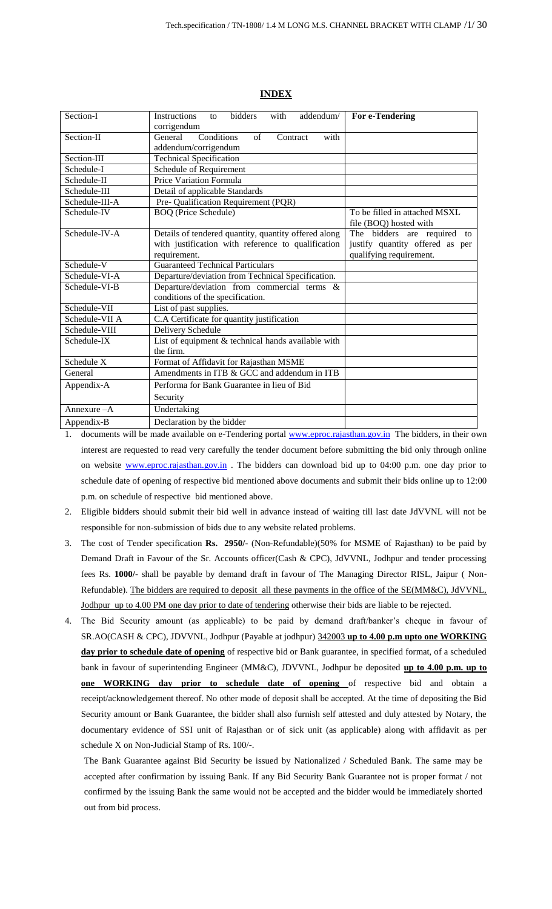# INDEX

| | | |
|---|---|---|
| Section-I | Instructions to bidders with addendum/ corrigendum | **For e-Tendering** |
| Section-II | General Conditions of Contract with addendum/corrigendum | |
| Section-III | Technical Specification | |
| Schedule-I | Schedule of Requirement | |
| Schedule-II | Price Variation Formula | |
| Schedule-III | Detail of applicable Standards | |
| Schedule-III-A | Pre- Qualification Requirement (PQR) | |
| Schedule-IV | BOQ (Price Schedule) | To be filled in attached MSXL file (BOQ) hosted with |
| Schedule-IV-A | Details of tendered quantity, quantity offered along with justification with reference to qualification requirement. | The bidders are required to justify quantity offered as per qualifying requirement. |
| Schedule-V | Guaranteed Technical Particulars | |
| Schedule-VI-A | Departure/deviation from Technical Specification. | |
| Schedule-VI-B | Departure/deviation from commercial terms & conditions of the specification. | |
| Schedule-VII | List of past supplies. | |
| Schedule-VII A | C.A Certificate for quantity justification | |
| Schedule-VIII | Delivery Schedule | |
| Schedule-IX | List of equipment & technical hands available with the firm. | |
| Schedule X | Format of Affidavit for Rajasthan MSME | |
| General | Amendments in ITB & GCC and addendum in ITB | |
| Appendix-A | Performa for Bank Guarantee in lieu of Bid Security | |
| Annexure –A | Undertaking | |
| Appendix-B | Declaration by the bidder | |

1. documents will be made available on e-Tendering portal www.eproc.rajasthan.gov.in The bidders, in their own interest are requested to read very carefully the tender document before submitting the bid only through online on website www.eproc.rajasthan.gov.in . The bidders can download bid up to 04:00 p.m. one day prior to schedule date of opening of respective bid mentioned above documents and submit their bids online up to 12:00 p.m. on schedule of respective bid mentioned above.

2. Eligible bidders should submit their bid well in advance instead of waiting till last date JdVVNL will not be responsible for non-submission of bids due to any website related problems.

3. The cost of Tender specification **Rs. 2950/-** (Non-Refundable)(50% for MSME of Rajasthan) to be paid by Demand Draft in Favour of the Sr. Accounts officer(Cash & CPC), JdVVNL, Jodhpur and tender processing fees Rs. **1000/**- shall be payable by demand draft in favour of The Managing Director RISL, Jaipur ( Non-Refundable). The bidders are required to deposit all these payments in the office of the SE(MM&C), JdVVNL, Jodhpur up to 4.00 PM one day prior to date of tendering otherwise their bids are liable to be rejected.

4. The Bid Security amount (as applicable) to be paid by demand draft/banker's cheque in favour of SR.AO(CASH & CPC), JDVVNL, Jodhpur (Payable at jodhpur) 342003 **up to 4.00 p.m upto one WORKING day prior to schedule date of opening** of respective bid or Bank guarantee, in specified format, of a scheduled bank in favour of superintending Engineer (MM&C), JDVVNL, Jodhpur be deposited **up to 4.00 p.m. up to one WORKING day prior to schedule date of opening** of respective bid and obtain a receipt/acknowledgement thereof. No other mode of deposit shall be accepted. At the time of depositing the Bid Security amount or Bank Guarantee, the bidder shall also furnish self attested and duly attested by Notary, the documentary evidence of SSI unit of Rajasthan or of sick unit (as applicable) along with affidavit as per schedule X on Non-Judicial Stamp of Rs. 100/-.

   The Bank Guarantee against Bid Security be issued by Nationalized / Scheduled Bank. The same may be accepted after confirmation by issuing Bank. If any Bid Security Bank Guarantee not is proper format / not confirmed by the issuing Bank the same would not be accepted and the bidder would be immediately shorted out from bid process.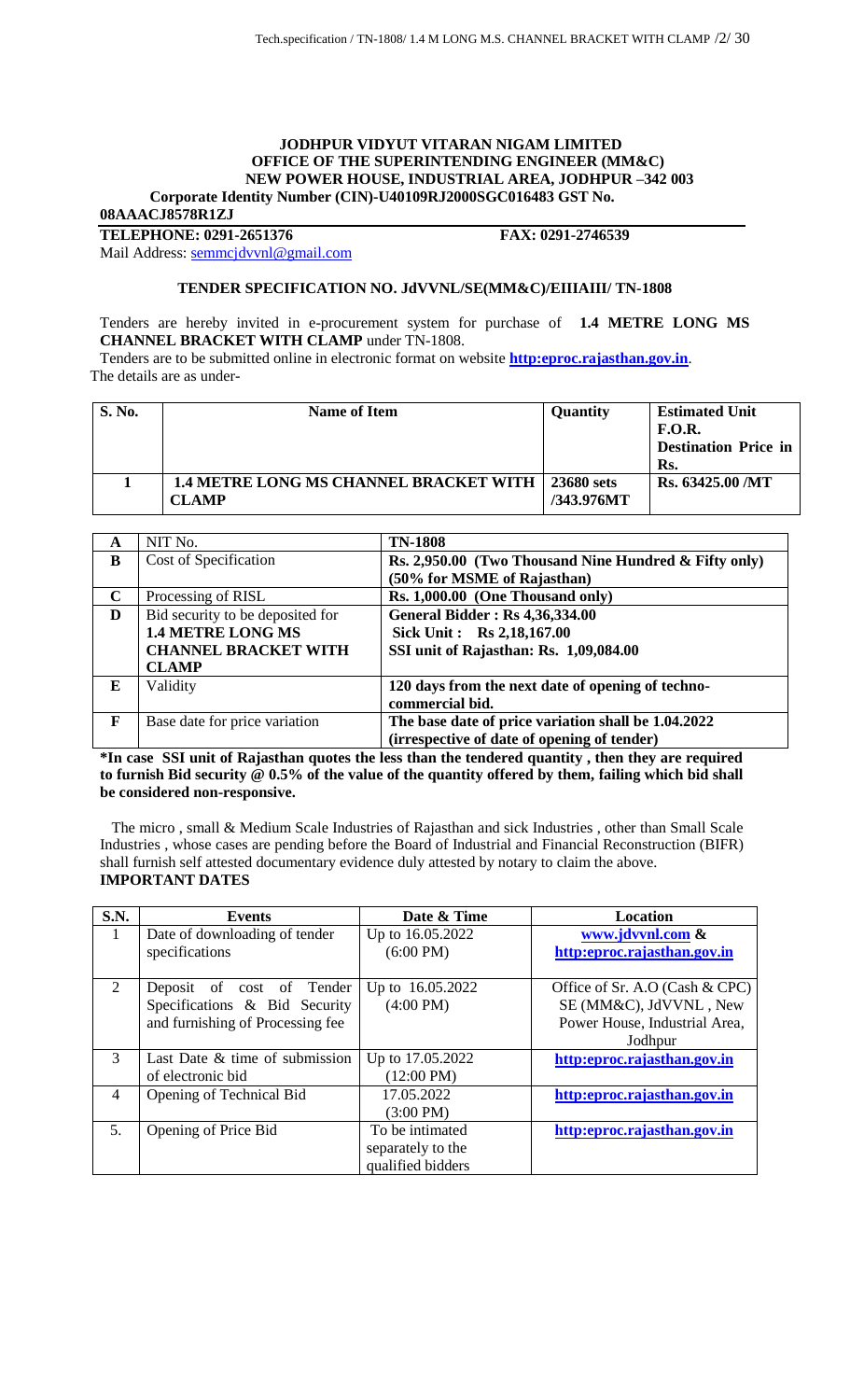**JODHPUR VIDYUT VITARAN NIGAM LIMITED**
**OFFICE OF THE SUPERINTENDING ENGINEER (MM&C)**
**NEW POWER HOUSE, INDUSTRIAL AREA, JODHPUR –342 003**
**Corporate Identity Number (CIN)-U40109RJ2000SGC016483 GST No. 08AAACJ8578R1ZJ**

**TELEPHONE: 0291-2651376** **FAX: 0291-2746539**

Mail Address: semmcjdvvnl@gmail.com

**TENDER SPECIFICATION NO. JdVVNL/SE(MM&C)/EIIIAIII/ TN-1808**

Tenders are hereby invited in e-procurement system for purchase of **1.4 METRE LONG MS CHANNEL BRACKET WITH CLAMP** under TN-1808.

Tenders are to be submitted online in electronic format on website **http:eproc.rajasthan.gov.in**.

The details are as under-

| S. No. | Name of Item | Quantity | Estimated Unit F.O.R. Destination Price in Rs. |
|---|---|---|---|
| 1 | **1.4 METRE LONG MS CHANNEL BRACKET WITH CLAMP** | **23680 sets /343.976MT** | **Rs. 63425.00 /MT** |

| | | |
|---|---|---|
| **A** | NIT No. | **TN-1808** |
| **B** | Cost of Specification | **Rs. 2,950.00 (Two Thousand Nine Hundred & Fifty only) (50% for MSME of Rajasthan)** |
| **C** | Processing of RISL | **Rs. 1,000.00 (One Thousand only)** |
| **D** | Bid security to be deposited for **1.4 METRE LONG MS CHANNEL BRACKET WITH CLAMP** | **General Bidder : Rs 4,36,334.00**<br>**Sick Unit : Rs 2,18,167.00**<br>**SSI unit of Rajasthan: Rs. 1,09,084.00** |
| **E** | Validity | **120 days from the next date of opening of techno-commercial bid.** |
| **F** | Base date for price variation | **The base date of price variation shall be 1.04.2022 (irrespective of date of opening of tender)** |

**\*In case SSI unit of Rajasthan quotes the less than the tendered quantity , then they are required to furnish Bid security @ 0.5% of the value of the quantity offered by them, failing which bid shall be considered non-responsive.**

The micro , small & Medium Scale Industries of Rajasthan and sick Industries , other than Small Scale Industries , whose cases are pending before the Board of Industrial and Financial Reconstruction (BIFR) shall furnish self attested documentary evidence duly attested by notary to claim the above.

**IMPORTANT DATES**

| S.N. | Events | Date & Time | Location |
|---|---|---|---|
| 1 | Date of downloading of tender specifications | Up to 16.05.2022 (6:00 PM) | **www.jdvvnl.com & http:eproc.rajasthan.gov.in** |
| 2 | Deposit of cost of Tender Specifications & Bid Security and furnishing of Processing fee | Up to 16.05.2022 (4:00 PM) | Office of Sr. A.O (Cash & CPC) SE (MM&C), JdVVNL , New Power House, Industrial Area, Jodhpur |
| 3 | Last Date & time of submission of electronic bid | Up to 17.05.2022 (12:00 PM) | **http:eproc.rajasthan.gov.in** |
| 4 | Opening of Technical Bid | 17.05.2022 (3:00 PM) | **http:eproc.rajasthan.gov.in** |
| 5. | Opening of Price Bid | To be intimated separately to the qualified bidders | **http:eproc.rajasthan.gov.in** |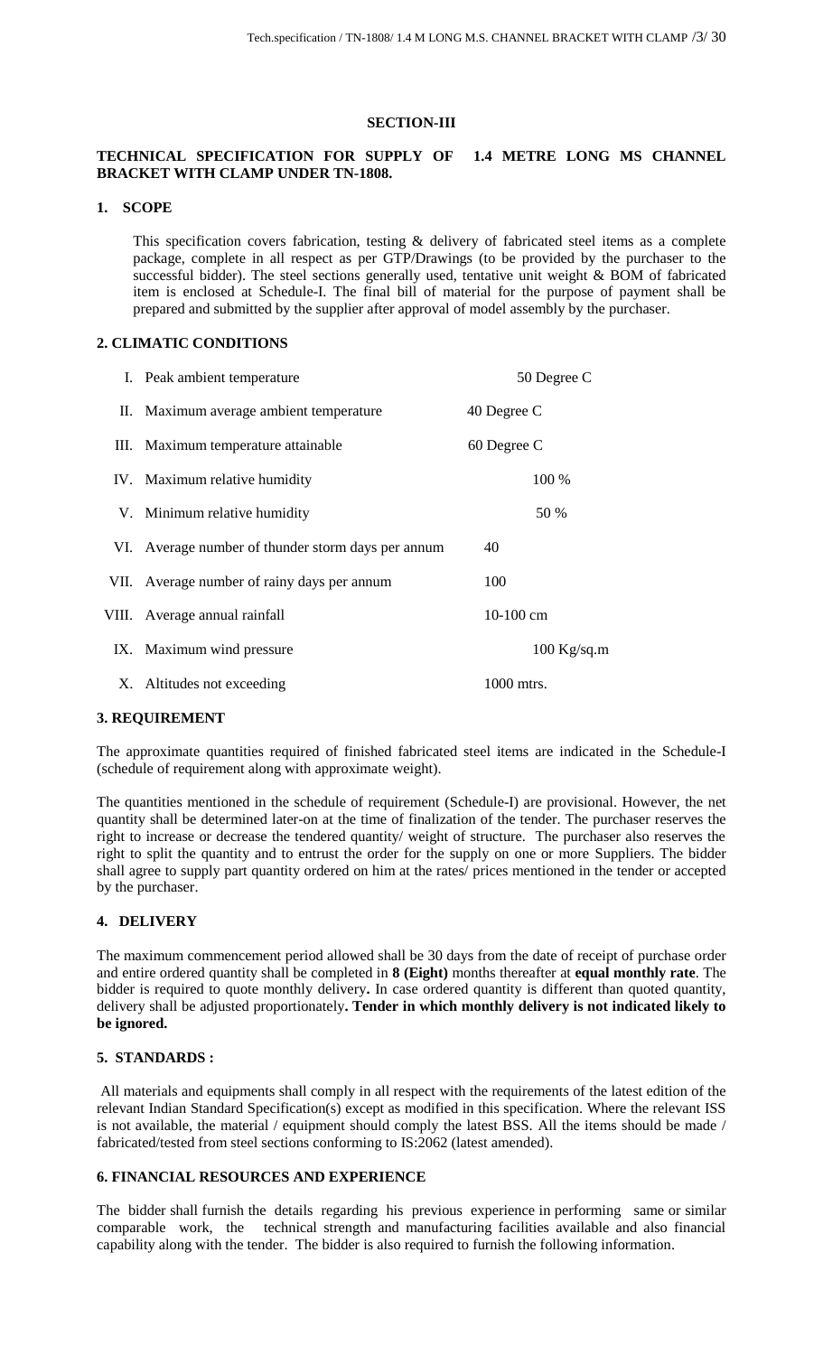## SECTION-III

### TECHNICAL SPECIFICATION FOR SUPPLY OF 1.4 METRE LONG MS CHANNEL BRACKET WITH CLAMP UNDER TN-1808.

### 1. SCOPE

This specification covers fabrication, testing & delivery of fabricated steel items as a complete package, complete in all respect as per GTP/Drawings (to be provided by the purchaser to the successful bidder). The steel sections generally used, tentative unit weight & BOM of fabricated item is enclosed at Schedule-I. The final bill of material for the purpose of payment shall be prepared and submitted by the supplier after approval of model assembly by the purchaser.

### 2. CLIMATIC CONDITIONS

| | | |
|---|---|---|
| I. | Peak ambient temperature | 50 Degree C |
| II. | Maximum average ambient temperature | 40 Degree C |
| III. | Maximum temperature attainable | 60 Degree C |
| IV. | Maximum relative humidity | 100 % |
| V. | Minimum relative humidity | 50 % |
| VI. | Average number of thunder storm days per annum | 40 |
| VII. | Average number of rainy days per annum | 100 |
| VIII. | Average annual rainfall | 10-100 cm |
| IX. | Maximum wind pressure | 100 Kg/sq.m |
| X. | Altitudes not exceeding | 1000 mtrs. |

### 3. REQUIREMENT

The approximate quantities required of finished fabricated steel items are indicated in the Schedule-I (schedule of requirement along with approximate weight).

The quantities mentioned in the schedule of requirement (Schedule-I) are provisional. However, the net quantity shall be determined later-on at the time of finalization of the tender. The purchaser reserves the right to increase or decrease the tendered quantity/ weight of structure. The purchaser also reserves the right to split the quantity and to entrust the order for the supply on one or more Suppliers. The bidder shall agree to supply part quantity ordered on him at the rates/ prices mentioned in the tender or accepted by the purchaser.

### 4. DELIVERY

The maximum commencement period allowed shall be 30 days from the date of receipt of purchase order and entire ordered quantity shall be completed in **8 (Eight)** months thereafter at **equal monthly rate**. The bidder is required to quote monthly delivery**.** In case ordered quantity is different than quoted quantity, delivery shall be adjusted proportionately**. Tender in which monthly delivery is not indicated likely to be ignored.**

### 5. STANDARDS :

All materials and equipments shall comply in all respect with the requirements of the latest edition of the relevant Indian Standard Specification(s) except as modified in this specification. Where the relevant ISS is not available, the material / equipment should comply the latest BSS. All the items should be made / fabricated/tested from steel sections conforming to IS:2062 (latest amended).

### 6. FINANCIAL RESOURCES AND EXPERIENCE

The bidder shall furnish the details regarding his previous experience in performing same or similar comparable work, the technical strength and manufacturing facilities available and also financial capability along with the tender. The bidder is also required to furnish the following information.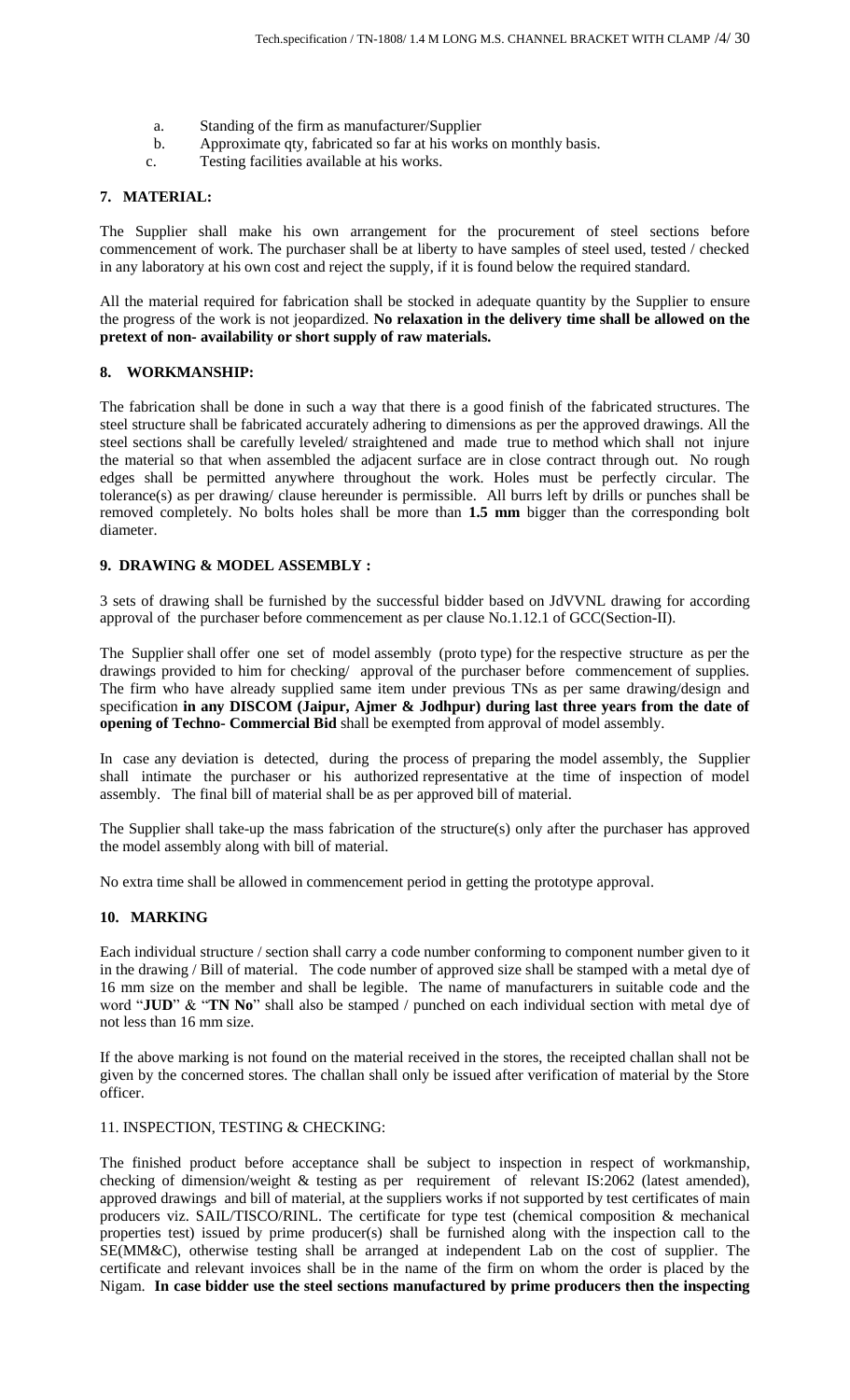a. Standing of the firm as manufacturer/Supplier
b. Approximate qty, fabricated so far at his works on monthly basis.
c. Testing facilities available at his works.

## 7. MATERIAL:

The Supplier shall make his own arrangement for the procurement of steel sections before commencement of work. The purchaser shall be at liberty to have samples of steel used, tested / checked in any laboratory at his own cost and reject the supply, if it is found below the required standard.

All the material required for fabrication shall be stocked in adequate quantity by the Supplier to ensure the progress of the work is not jeopardized. **No relaxation in the delivery time shall be allowed on the pretext of non- availability or short supply of raw materials.**

## 8. WORKMANSHIP:

The fabrication shall be done in such a way that there is a good finish of the fabricated structures. The steel structure shall be fabricated accurately adhering to dimensions as per the approved drawings. All the steel sections shall be carefully leveled/ straightened and made true to method which shall not injure the material so that when assembled the adjacent surface are in close contract through out. No rough edges shall be permitted anywhere throughout the work. Holes must be perfectly circular. The tolerance(s) as per drawing/ clause hereunder is permissible. All burrs left by drills or punches shall be removed completely. No bolts holes shall be more than **1.5 mm** bigger than the corresponding bolt diameter.

## 9. DRAWING & MODEL ASSEMBLY :

3 sets of drawing shall be furnished by the successful bidder based on JdVVNL drawing for according approval of the purchaser before commencement as per clause No.1.12.1 of GCC(Section-II).

The Supplier shall offer one set of model assembly (proto type) for the respective structure as per the drawings provided to him for checking/ approval of the purchaser before commencement of supplies. The firm who have already supplied same item under previous TNs as per same drawing/design and specification **in any DISCOM (Jaipur, Ajmer & Jodhpur) during last three years from the date of opening of Techno- Commercial Bid** shall be exempted from approval of model assembly.

In case any deviation is detected, during the process of preparing the model assembly, the Supplier shall intimate the purchaser or his authorized representative at the time of inspection of model assembly. The final bill of material shall be as per approved bill of material.

The Supplier shall take-up the mass fabrication of the structure(s) only after the purchaser has approved the model assembly along with bill of material.

No extra time shall be allowed in commencement period in getting the prototype approval.

## 10. MARKING

Each individual structure / section shall carry a code number conforming to component number given to it in the drawing / Bill of material. The code number of approved size shall be stamped with a metal dye of 16 mm size on the member and shall be legible. The name of manufacturers in suitable code and the word "**JUD**" & "**TN No**" shall also be stamped / punched on each individual section with metal dye of not less than 16 mm size.

If the above marking is not found on the material received in the stores, the receipted challan shall not be given by the concerned stores. The challan shall only be issued after verification of material by the Store officer.

## 11. INSPECTION, TESTING & CHECKING:

The finished product before acceptance shall be subject to inspection in respect of workmanship, checking of dimension/weight & testing as per requirement of relevant IS:2062 (latest amended), approved drawings and bill of material, at the suppliers works if not supported by test certificates of main producers viz. SAIL/TISCO/RINL. The certificate for type test (chemical composition & mechanical properties test) issued by prime producer(s) shall be furnished along with the inspection call to the SE(MM&C), otherwise testing shall be arranged at independent Lab on the cost of supplier. The certificate and relevant invoices shall be in the name of the firm on whom the order is placed by the Nigam. **In case bidder use the steel sections manufactured by prime producers then the inspecting**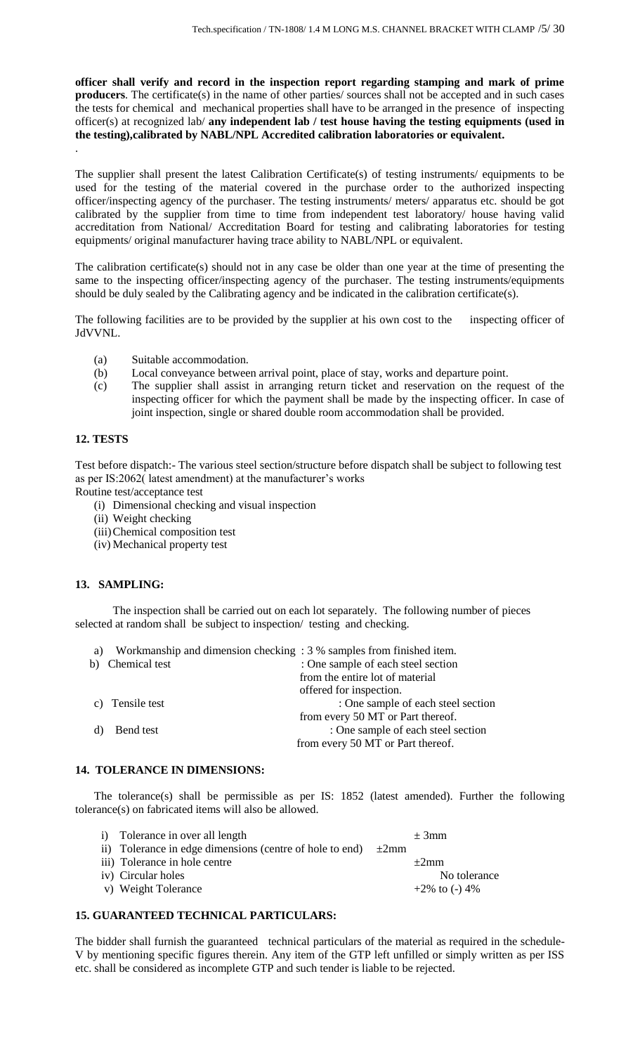**officer shall verify and record in the inspection report regarding stamping and mark of prime producers**. The certificate(s) in the name of other parties/ sources shall not be accepted and in such cases the tests for chemical and mechanical properties shall have to be arranged in the presence of inspecting officer(s) at recognized lab/ **any independent lab / test house having the testing equipments (used in the testing),calibrated by NABL/NPL Accredited calibration laboratories or equivalent.**

.

The supplier shall present the latest Calibration Certificate(s) of testing instruments/ equipments to be used for the testing of the material covered in the purchase order to the authorized inspecting officer/inspecting agency of the purchaser. The testing instruments/ meters/ apparatus etc. should be got calibrated by the supplier from time to time from independent test laboratory/ house having valid accreditation from National/ Accreditation Board for testing and calibrating laboratories for testing equipments/ original manufacturer having trace ability to NABL/NPL or equivalent.

The calibration certificate(s) should not in any case be older than one year at the time of presenting the same to the inspecting officer/inspecting agency of the purchaser. The testing instruments/equipments should be duly sealed by the Calibrating agency and be indicated in the calibration certificate(s).

The following facilities are to be provided by the supplier at his own cost to the inspecting officer of JdVVNL.

(a) Suitable accommodation.
(b) Local conveyance between arrival point, place of stay, works and departure point.
(c) The supplier shall assist in arranging return ticket and reservation on the request of the inspecting officer for which the payment shall be made by the inspecting officer. In case of joint inspection, single or shared double room accommodation shall be provided.

## 12. TESTS

Test before dispatch:- The various steel section/structure before dispatch shall be subject to following test as per IS:2062( latest amendment) at the manufacturer's works

Routine test/acceptance test

(i) Dimensional checking and visual inspection
(ii) Weight checking
(iii) Chemical composition test
(iv) Mechanical property test

## 13. SAMPLING:

The inspection shall be carried out on each lot separately. The following number of pieces selected at random shall be subject to inspection/ testing and checking.

| | |
|---|---|
| a) Workmanship and dimension checking | : 3 % samples from finished item. |
| b) Chemical test | : One sample of each steel section from the entire lot of material offered for inspection. |
| c) Tensile test | : One sample of each steel section from every 50 MT or Part thereof. |
| d) Bend test | : One sample of each steel section from every 50 MT or Part thereof. |

## 14. TOLERANCE IN DIMENSIONS:

The tolerance(s) shall be permissible as per IS: 1852 (latest amended). Further the following tolerance(s) on fabricated items will also be allowed.

| | |
|---|---|
| i) Tolerance in over all length | ± 3mm |
| ii) Tolerance in edge dimensions (centre of hole to end) | ±2mm |
| iii) Tolerance in hole centre | ±2mm |
| iv) Circular holes | No tolerance |
| v) Weight Tolerance | +2% to (-) 4% |

## 15. GUARANTEED TECHNICAL PARTICULARS:

The bidder shall furnish the guaranteed technical particulars of the material as required in the schedule-V by mentioning specific figures therein. Any item of the GTP left unfilled or simply written as per ISS etc. shall be considered as incomplete GTP and such tender is liable to be rejected.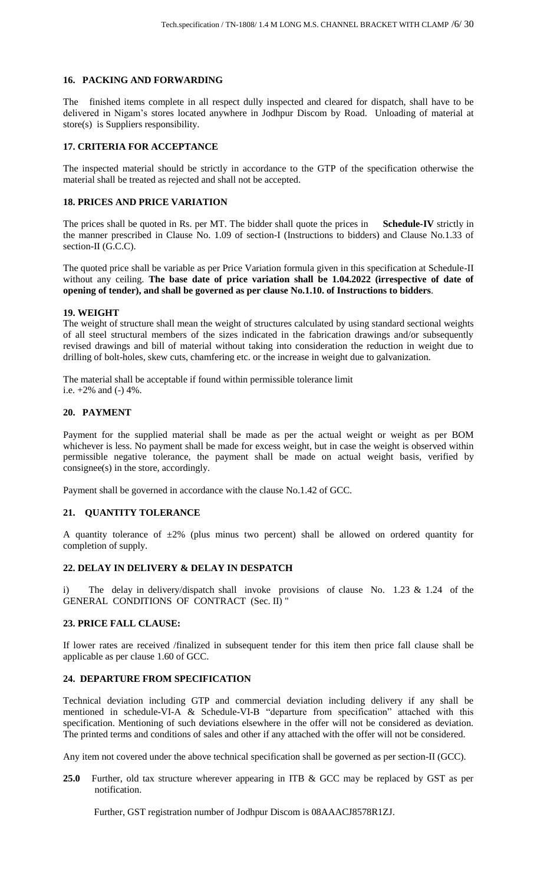### 16. PACKING AND FORWARDING

The finished items complete in all respect dully inspected and cleared for dispatch, shall have to be delivered in Nigam's stores located anywhere in Jodhpur Discom by Road. Unloading of material at store(s) is Suppliers responsibility.

### 17. CRITERIA FOR ACCEPTANCE

The inspected material should be strictly in accordance to the GTP of the specification otherwise the material shall be treated as rejected and shall not be accepted.

### 18. PRICES AND PRICE VARIATION

The prices shall be quoted in Rs. per MT. The bidder shall quote the prices in **Schedule-IV** strictly in the manner prescribed in Clause No. 1.09 of section-I (Instructions to bidders) and Clause No.1.33 of section-II (G.C.C).

The quoted price shall be variable as per Price Variation formula given in this specification at Schedule-II without any ceiling. **The base date of price variation shall be 1.04.2022 (irrespective of date of opening of tender), and shall be governed as per clause No.1.10. of Instructions to bidders**.

### 19. WEIGHT

The weight of structure shall mean the weight of structures calculated by using standard sectional weights of all steel structural members of the sizes indicated in the fabrication drawings and/or subsequently revised drawings and bill of material without taking into consideration the reduction in weight due to drilling of bolt-holes, skew cuts, chamfering etc. or the increase in weight due to galvanization.

The material shall be acceptable if found within permissible tolerance limit
i.e. +2% and (-) 4%.

### 20. PAYMENT

Payment for the supplied material shall be made as per the actual weight or weight as per BOM whichever is less. No payment shall be made for excess weight, but in case the weight is observed within permissible negative tolerance, the payment shall be made on actual weight basis, verified by consignee(s) in the store, accordingly.

Payment shall be governed in accordance with the clause No.1.42 of GCC.

### 21. QUANTITY TOLERANCE

A quantity tolerance of ±2% (plus minus two percent) shall be allowed on ordered quantity for completion of supply.

### 22. DELAY IN DELIVERY & DELAY IN DESPATCH

i) The delay in delivery/dispatch shall invoke provisions of clause No. 1.23 & 1.24 of the GENERAL CONDITIONS OF CONTRACT (Sec. II) "

### 23. PRICE FALL CLAUSE:

If lower rates are received /finalized in subsequent tender for this item then price fall clause shall be applicable as per clause 1.60 of GCC.

### 24. DEPARTURE FROM SPECIFICATION

Technical deviation including GTP and commercial deviation including delivery if any shall be mentioned in schedule-VI-A & Schedule-VI-B "departure from specification" attached with this specification. Mentioning of such deviations elsewhere in the offer will not be considered as deviation. The printed terms and conditions of sales and other if any attached with the offer will not be considered.

Any item not covered under the above technical specification shall be governed as per section-II (GCC).

**25.0** Further, old tax structure wherever appearing in ITB & GCC may be replaced by GST as per notification.

Further, GST registration number of Jodhpur Discom is 08AAACJ8578R1ZJ.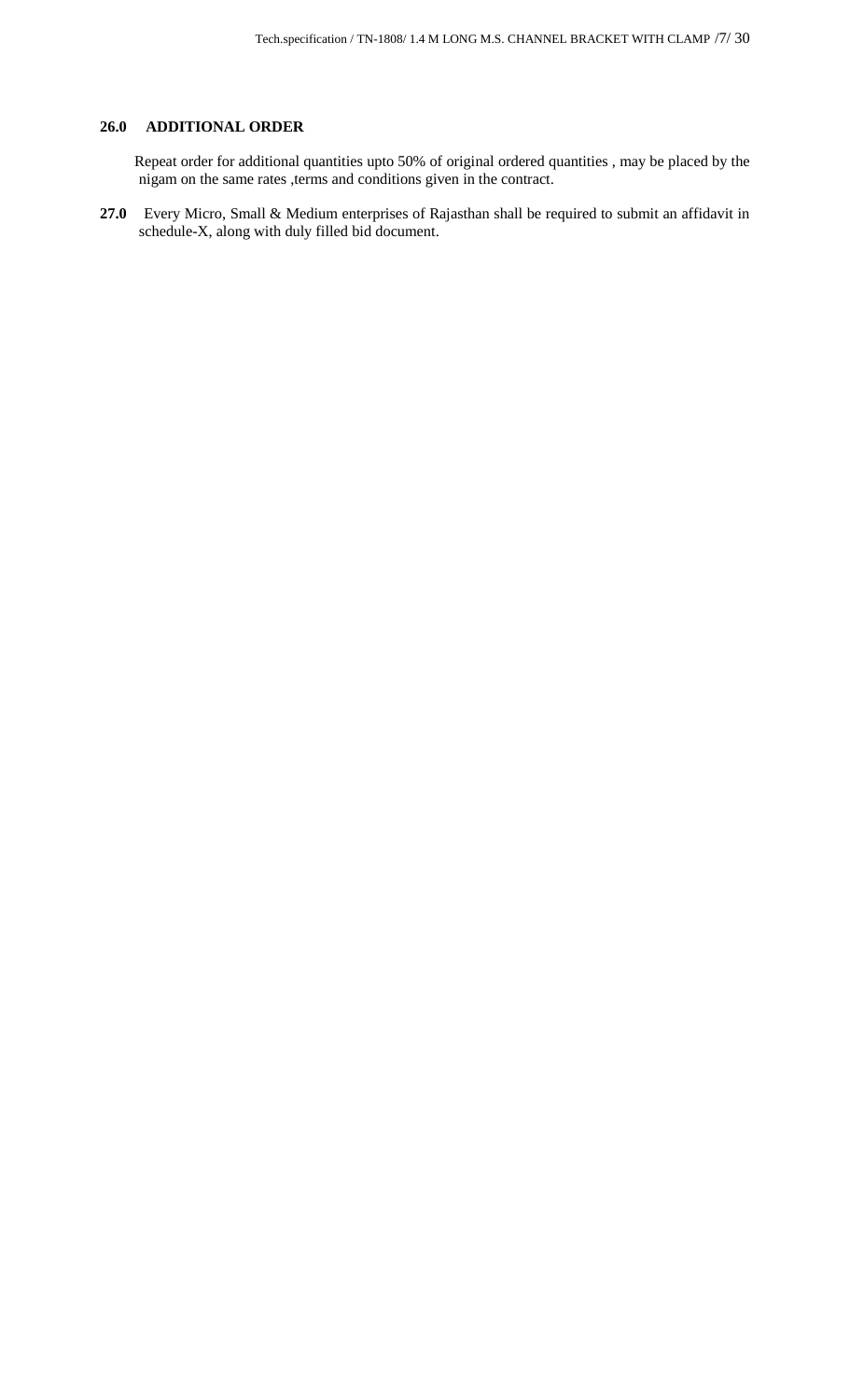**26.0 ADDITIONAL ORDER**

Repeat order for additional quantities upto 50% of original ordered quantities , may be placed by the nigam on the same rates ,terms and conditions given in the contract.

**27.0** Every Micro, Small & Medium enterprises of Rajasthan shall be required to submit an affidavit in schedule-X, along with duly filled bid document.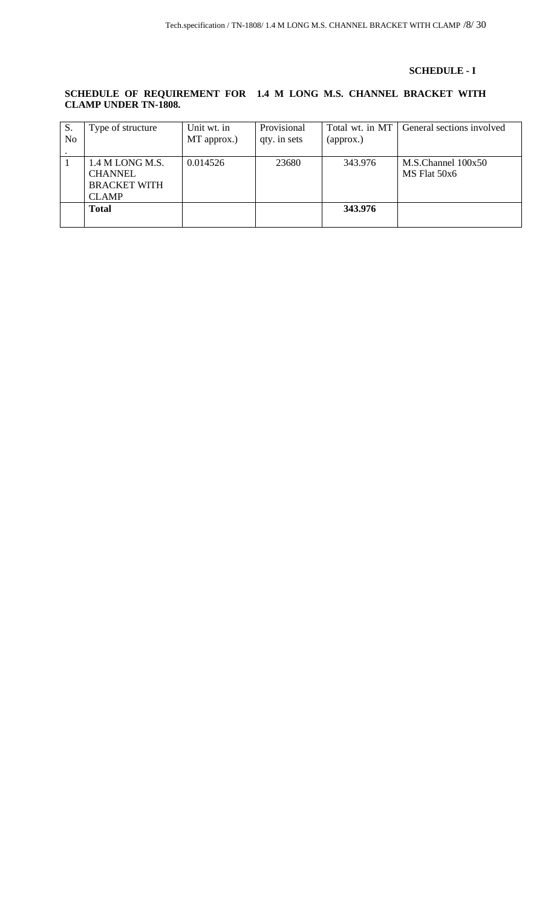**SCHEDULE - I**

**SCHEDULE OF REQUIREMENT FOR 1.4 M LONG M.S. CHANNEL BRACKET WITH CLAMP UNDER TN-1808.**

| S. No. | Type of structure | Unit wt. in MT approx.) | Provisional qty. in sets | Total wt. in MT (approx.) | General sections involved |
|---|---|---|---|---|---|
| 1 | 1.4 M LONG M.S. CHANNEL BRACKET WITH CLAMP | 0.014526 | 23680 | 343.976 | M.S.Channel 100x50<br>MS Flat 50x6 |
| | **Total** | | | **343.976** | |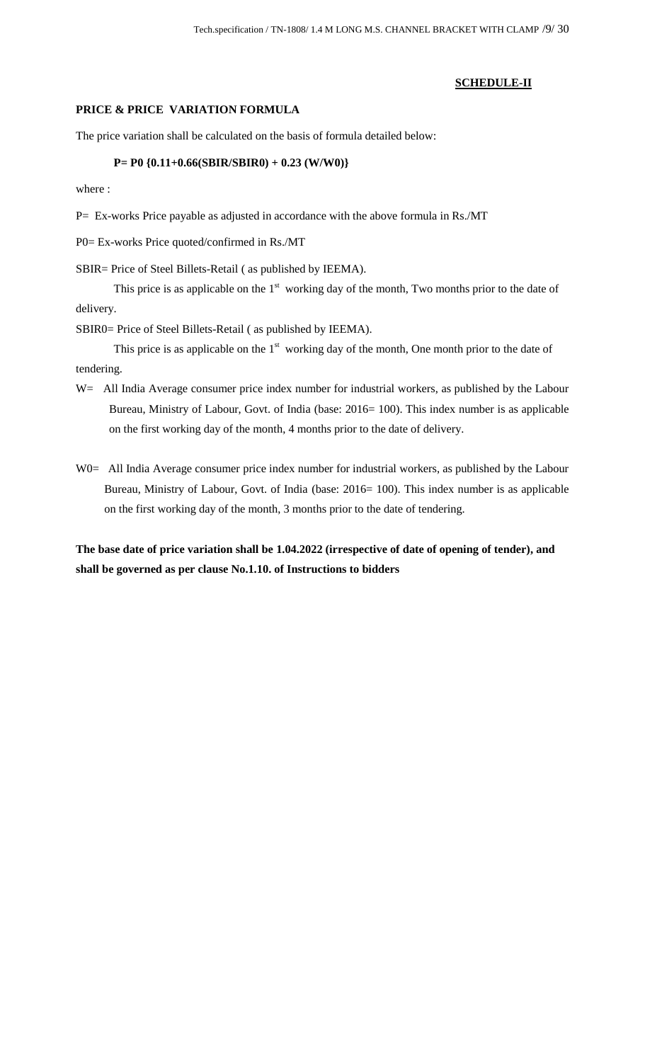**SCHEDULE-II**

**PRICE & PRICE VARIATION FORMULA**

The price variation shall be calculated on the basis of formula detailed below:

$$P = P0 \{0.11+0.66(SBIR/SBIR0) + 0.23 (W/W0)\}$$

where :

P= Ex-works Price payable as adjusted in accordance with the above formula in Rs./MT

P0= Ex-works Price quoted/confirmed in Rs./MT

SBIR= Price of Steel Billets-Retail ( as published by IEEMA).

This price is as applicable on the 1st working day of the month, Two months prior to the date of delivery.

SBIR0= Price of Steel Billets-Retail ( as published by IEEMA).

This price is as applicable on the 1st working day of the month, One month prior to the date of tendering.

W= All India Average consumer price index number for industrial workers, as published by the Labour Bureau, Ministry of Labour, Govt. of India (base: 2016= 100). This index number is as applicable on the first working day of the month, 4 months prior to the date of delivery.

W0= All India Average consumer price index number for industrial workers, as published by the Labour Bureau, Ministry of Labour, Govt. of India (base: 2016= 100). This index number is as applicable on the first working day of the month, 3 months prior to the date of tendering.

**The base date of price variation shall be 1.04.2022 (irrespective of date of opening of tender), and shall be governed as per clause No.1.10. of Instructions to bidders**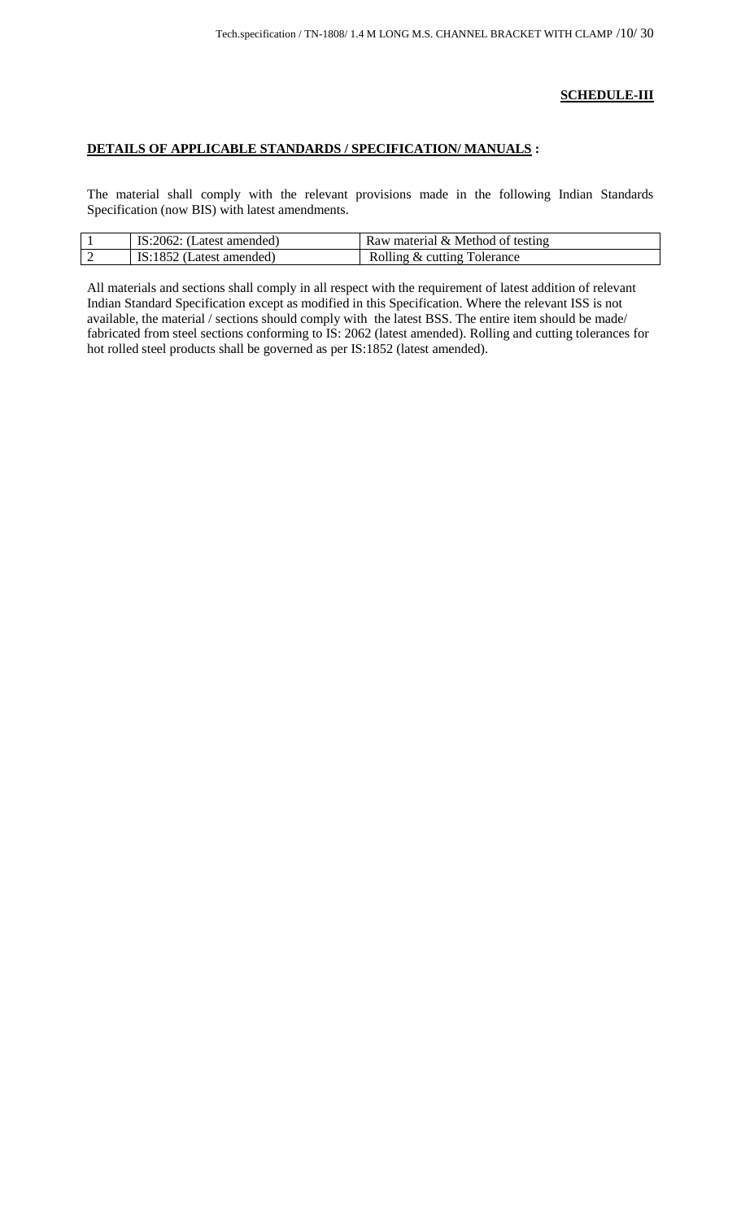**SCHEDULE-III**

**DETAILS OF APPLICABLE STANDARDS / SPECIFICATION/ MANUALS :**

The material shall comply with the relevant provisions made in the following Indian Standards Specification (now BIS) with latest amendments.

| | | |
|---|---|---|
| 1 | IS:2062: (Latest amended) | Raw material & Method of testing |
| 2 | IS:1852 (Latest amended) | Rolling & cutting Tolerance |

All materials and sections shall comply in all respect with the requirement of latest addition of relevant Indian Standard Specification except as modified in this Specification. Where the relevant ISS is not available, the material / sections should comply with the latest BSS. The entire item should be made/ fabricated from steel sections conforming to IS: 2062 (latest amended). Rolling and cutting tolerances for hot rolled steel products shall be governed as per IS:1852 (latest amended).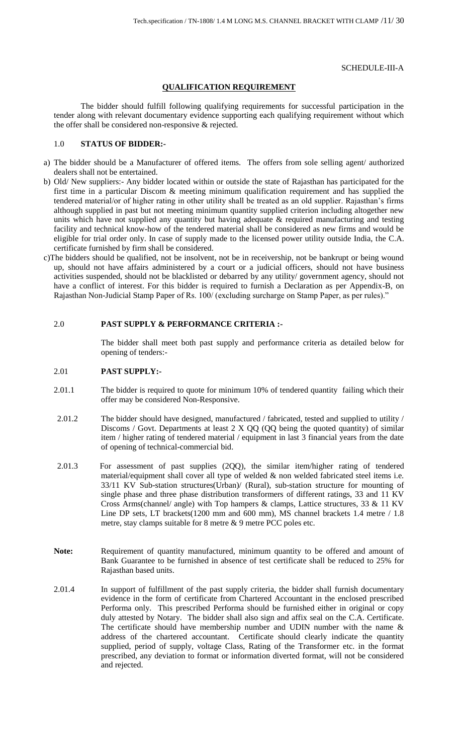SCHEDULE-III-A

## QUALIFICATION REQUIREMENT

The bidder should fulfill following qualifying requirements for successful participation in the tender along with relevant documentary evidence supporting each qualifying requirement without which the offer shall be considered non-responsive & rejected.

### 1.0 STATUS OF BIDDER:-

a) The bidder should be a Manufacturer of offered items. The offers from sole selling agent/ authorized dealers shall not be entertained.

b) Old/ New suppliers:- Any bidder located within or outside the state of Rajasthan has participated for the first time in a particular Discom & meeting minimum qualification requirement and has supplied the tendered material/or of higher rating in other utility shall be treated as an old supplier. Rajasthan's firms although supplied in past but not meeting minimum quantity supplied criterion including altogether new units which have not supplied any quantity but having adequate & required manufacturing and testing facility and technical know-how of the tendered material shall be considered as new firms and would be eligible for trial order only. In case of supply made to the licensed power utility outside India, the C.A. certificate furnished by firm shall be considered.

c)The bidders should be qualified, not be insolvent, not be in receivership, not be bankrupt or being wound up, should not have affairs administered by a court or a judicial officers, should not have business activities suspended, should not be blacklisted or debarred by any utility/ government agency, should not have a conflict of interest. For this bidder is required to furnish a Declaration as per Appendix-B, on Rajasthan Non-Judicial Stamp Paper of Rs. 100/ (excluding surcharge on Stamp Paper, as per rules)."

### 2.0 PAST SUPPLY & PERFORMANCE CRITERIA :-

The bidder shall meet both past supply and performance criteria as detailed below for opening of tenders:-

### 2.01 PAST SUPPLY:-

2.01.1 The bidder is required to quote for minimum 10% of tendered quantity failing which their offer may be considered Non-Responsive.

2.01.2 The bidder should have designed, manufactured / fabricated, tested and supplied to utility / Discoms / Govt. Departments at least 2 X QQ (QQ being the quoted quantity) of similar item / higher rating of tendered material / equipment in last 3 financial years from the date of opening of technical-commercial bid.

2.01.3 For assessment of past supplies (2QQ), the similar item/higher rating of tendered material/equipment shall cover all type of welded & non welded fabricated steel items i.e. 33/11 KV Sub-station structures(Urban)/ (Rural), sub-station structure for mounting of single phase and three phase distribution transformers of different ratings, 33 and 11 KV Cross Arms(channel/ angle) with Top hampers & clamps, Lattice structures, 33 & 11 KV Line DP sets, LT brackets(1200 mm and 600 mm), MS channel brackets 1.4 metre / 1.8 metre, stay clamps suitable for 8 metre & 9 metre PCC poles etc.

**Note:** Requirement of quantity manufactured, minimum quantity to be offered and amount of Bank Guarantee to be furnished in absence of test certificate shall be reduced to 25% for Rajasthan based units.

2.01.4 In support of fulfillment of the past supply criteria, the bidder shall furnish documentary evidence in the form of certificate from Chartered Accountant in the enclosed prescribed Performa only. This prescribed Performa should be furnished either in original or copy duly attested by Notary. The bidder shall also sign and affix seal on the C.A. Certificate. The certificate should have membership number and UDIN number with the name & address of the chartered accountant. Certificate should clearly indicate the quantity supplied, period of supply, voltage Class, Rating of the Transformer etc. in the format prescribed, any deviation to format or information diverted format, will not be considered and rejected.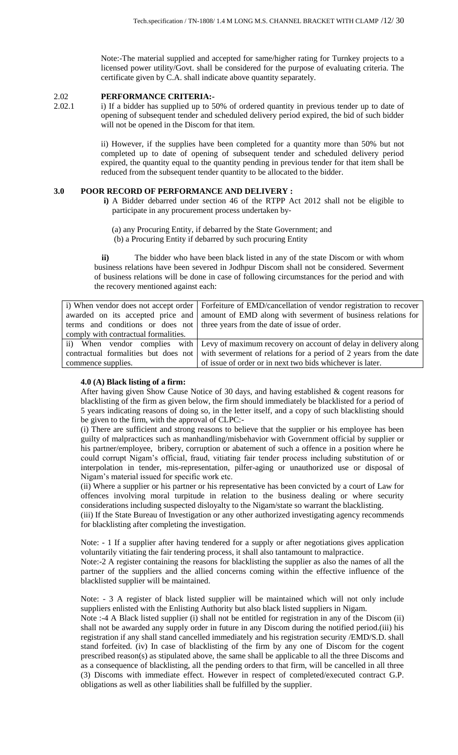Note:-The material supplied and accepted for same/higher rating for Turnkey projects to a licensed power utility/Govt. shall be considered for the purpose of evaluating criteria. The certificate given by C.A. shall indicate above quantity separately.

**2.02 PERFORMANCE CRITERIA:-**

2.02.1 i) If a bidder has supplied up to 50% of ordered quantity in previous tender up to date of opening of subsequent tender and scheduled delivery period expired, the bid of such bidder will not be opened in the Discom for that item.

ii) However, if the supplies have been completed for a quantity more than 50% but not completed up to date of opening of subsequent tender and scheduled delivery period expired, the quantity equal to the quantity pending in previous tender for that item shall be reduced from the subsequent tender quantity to be allocated to the bidder.

**3.0 POOR RECORD OF PERFORMANCE AND DELIVERY :**

**i)** A Bidder debarred under section 46 of the RTPP Act 2012 shall not be eligible to participate in any procurement process undertaken by-

(a) any Procuring Entity, if debarred by the State Government; and
(b) a Procuring Entity if debarred by such procuring Entity

**ii)** The bidder who have been black listed in any of the state Discom or with whom business relations have been severed in Jodhpur Discom shall not be considered. Severment of business relations will be done in case of following circumstances for the period and with the recovery mentioned against each:

| | |
|---|---|
| i) When vendor does not accept order awarded on its accepted price and terms and conditions or does not comply with contractual formalities. | Forfeiture of EMD/cancellation of vendor registration to recover amount of EMD along with severment of business relations for three years from the date of issue of order. |
| ii) When vendor complies with contractual formalities but does not commence supplies. | Levy of maximum recovery on account of delay in delivery along with severment of relations for a period of 2 years from the date of issue of order or in next two bids whichever is later. |

**4.0 (A) Black listing of a firm:**

After having given Show Cause Notice of 30 days, and having established & cogent reasons for blacklisting of the firm as given below, the firm should immediately be blacklisted for a period of 5 years indicating reasons of doing so, in the letter itself, and a copy of such blacklisting should be given to the firm, with the approval of CLPC:-

(i) There are sufficient and strong reasons to believe that the supplier or his employee has been guilty of malpractices such as manhandling/misbehavior with Government official by supplier or his partner/employee, bribery, corruption or abatement of such a offence in a position where he could corrupt Nigam's official, fraud, vitiating fair tender process including substitution of or interpolation in tender, mis-representation, pilfer-aging or unauthorized use or disposal of Nigam's material issued for specific work etc.

(ii) Where a supplier or his partner or his representative has been convicted by a court of Law for offences involving moral turpitude in relation to the business dealing or where security considerations including suspected disloyalty to the Nigam/state so warrant the blacklisting.

(iii) If the State Bureau of Investigation or any other authorized investigating agency recommends for blacklisting after completing the investigation.

Note: - 1 If a supplier after having tendered for a supply or after negotiations gives application voluntarily vitiating the fair tendering process, it shall also tantamount to malpractice.

Note:-2 A register containing the reasons for blacklisting the supplier as also the names of all the partner of the suppliers and the allied concerns coming within the effective influence of the blacklisted supplier will be maintained.

Note: - 3 A register of black listed supplier will be maintained which will not only include suppliers enlisted with the Enlisting Authority but also black listed suppliers in Nigam.

Note :-4 A Black listed supplier (i) shall not be entitled for registration in any of the Discom (ii) shall not be awarded any supply order in future in any Discom during the notified period.(iii) his registration if any shall stand cancelled immediately and his registration security /EMD/S.D. shall stand forfeited. (iv) In case of blacklisting of the firm by any one of Discom for the cogent prescribed reason(s) as stipulated above, the same shall be applicable to all the three Discoms and as a consequence of blacklisting, all the pending orders to that firm, will be cancelled in all three (3) Discoms with immediate effect. However in respect of completed/executed contract G.P. obligations as well as other liabilities shall be fulfilled by the supplier.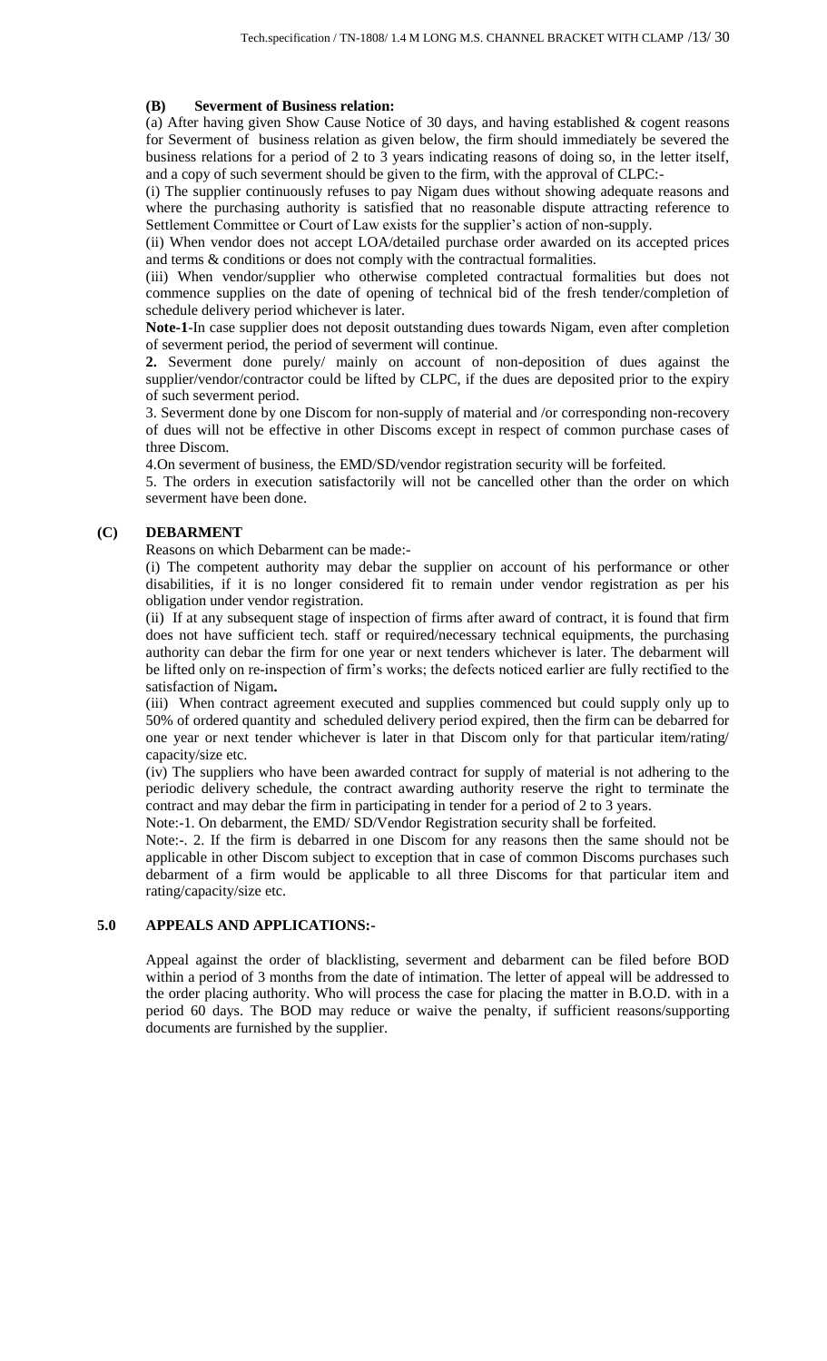**(B) Severment of Business relation:**

(a) After having given Show Cause Notice of 30 days, and having established & cogent reasons for Severment of business relation as given below, the firm should immediately be severed the business relations for a period of 2 to 3 years indicating reasons of doing so, in the letter itself, and a copy of such severment should be given to the firm, with the approval of CLPC:-

(i) The supplier continuously refuses to pay Nigam dues without showing adequate reasons and where the purchasing authority is satisfied that no reasonable dispute attracting reference to Settlement Committee or Court of Law exists for the supplier's action of non-supply.

(ii) When vendor does not accept LOA/detailed purchase order awarded on its accepted prices and terms & conditions or does not comply with the contractual formalities.

(iii) When vendor/supplier who otherwise completed contractual formalities but does not commence supplies on the date of opening of technical bid of the fresh tender/completion of schedule delivery period whichever is later.

**Note-1**-In case supplier does not deposit outstanding dues towards Nigam, even after completion of severment period, the period of severment will continue.

**2.** Severment done purely/ mainly on account of non-deposition of dues against the supplier/vendor/contractor could be lifted by CLPC, if the dues are deposited prior to the expiry of such severment period.

3. Severment done by one Discom for non-supply of material and /or corresponding non-recovery of dues will not be effective in other Discoms except in respect of common purchase cases of three Discom.

4.On severment of business, the EMD/SD/vendor registration security will be forfeited.

5. The orders in execution satisfactorily will not be cancelled other than the order on which severment have been done.

**(C) DEBARMENT**

Reasons on which Debarment can be made:-

(i) The competent authority may debar the supplier on account of his performance or other disabilities, if it is no longer considered fit to remain under vendor registration as per his obligation under vendor registration.

(ii) If at any subsequent stage of inspection of firms after award of contract, it is found that firm does not have sufficient tech. staff or required/necessary technical equipments, the purchasing authority can debar the firm for one year or next tenders whichever is later. The debarment will be lifted only on re-inspection of firm's works; the defects noticed earlier are fully rectified to the satisfaction of Nigam**.**

(iii) When contract agreement executed and supplies commenced but could supply only up to 50% of ordered quantity and scheduled delivery period expired, then the firm can be debarred for one year or next tender whichever is later in that Discom only for that particular item/rating/ capacity/size etc.

(iv) The suppliers who have been awarded contract for supply of material is not adhering to the periodic delivery schedule, the contract awarding authority reserve the right to terminate the contract and may debar the firm in participating in tender for a period of 2 to 3 years.

Note:-1. On debarment, the EMD/ SD/Vendor Registration security shall be forfeited.

Note:-. 2. If the firm is debarred in one Discom for any reasons then the same should not be applicable in other Discom subject to exception that in case of common Discoms purchases such debarment of a firm would be applicable to all three Discoms for that particular item and rating/capacity/size etc.

**5.0 APPEALS AND APPLICATIONS:-**

Appeal against the order of blacklisting, severment and debarment can be filed before BOD within a period of 3 months from the date of intimation. The letter of appeal will be addressed to the order placing authority. Who will process the case for placing the matter in B.O.D. with in a period 60 days. The BOD may reduce or waive the penalty, if sufficient reasons/supporting documents are furnished by the supplier.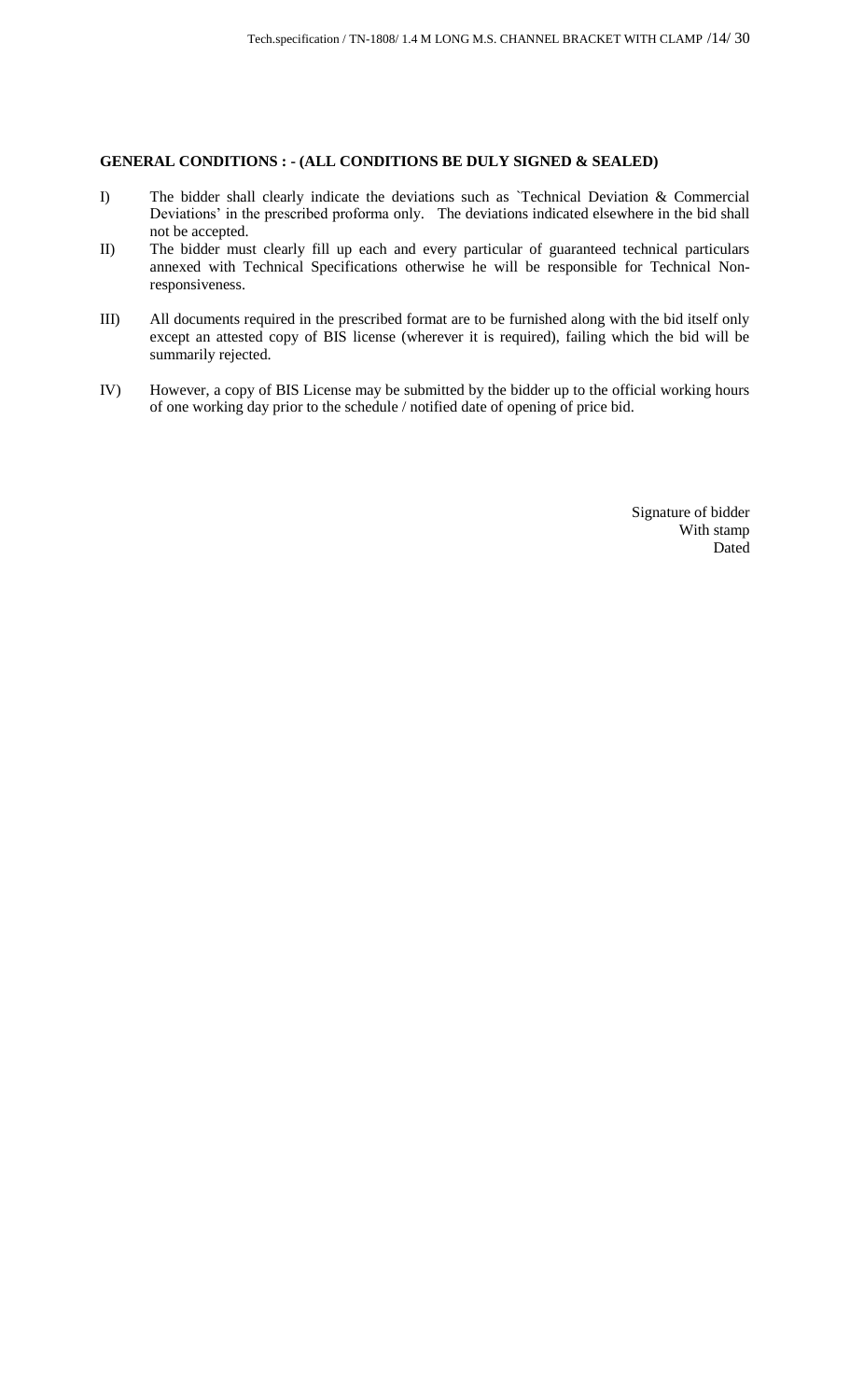**GENERAL CONDITIONS : - (ALL CONDITIONS BE DULY SIGNED & SEALED)**

I) The bidder shall clearly indicate the deviations such as `Technical Deviation & Commercial Deviations' in the prescribed proforma only. The deviations indicated elsewhere in the bid shall not be accepted.

II) The bidder must clearly fill up each and every particular of guaranteed technical particulars annexed with Technical Specifications otherwise he will be responsible for Technical Non-responsiveness.

III) All documents required in the prescribed format are to be furnished along with the bid itself only except an attested copy of BIS license (wherever it is required), failing which the bid will be summarily rejected.

IV) However, a copy of BIS License may be submitted by the bidder up to the official working hours of one working day prior to the schedule / notified date of opening of price bid.

Signature of bidder
With stamp
Dated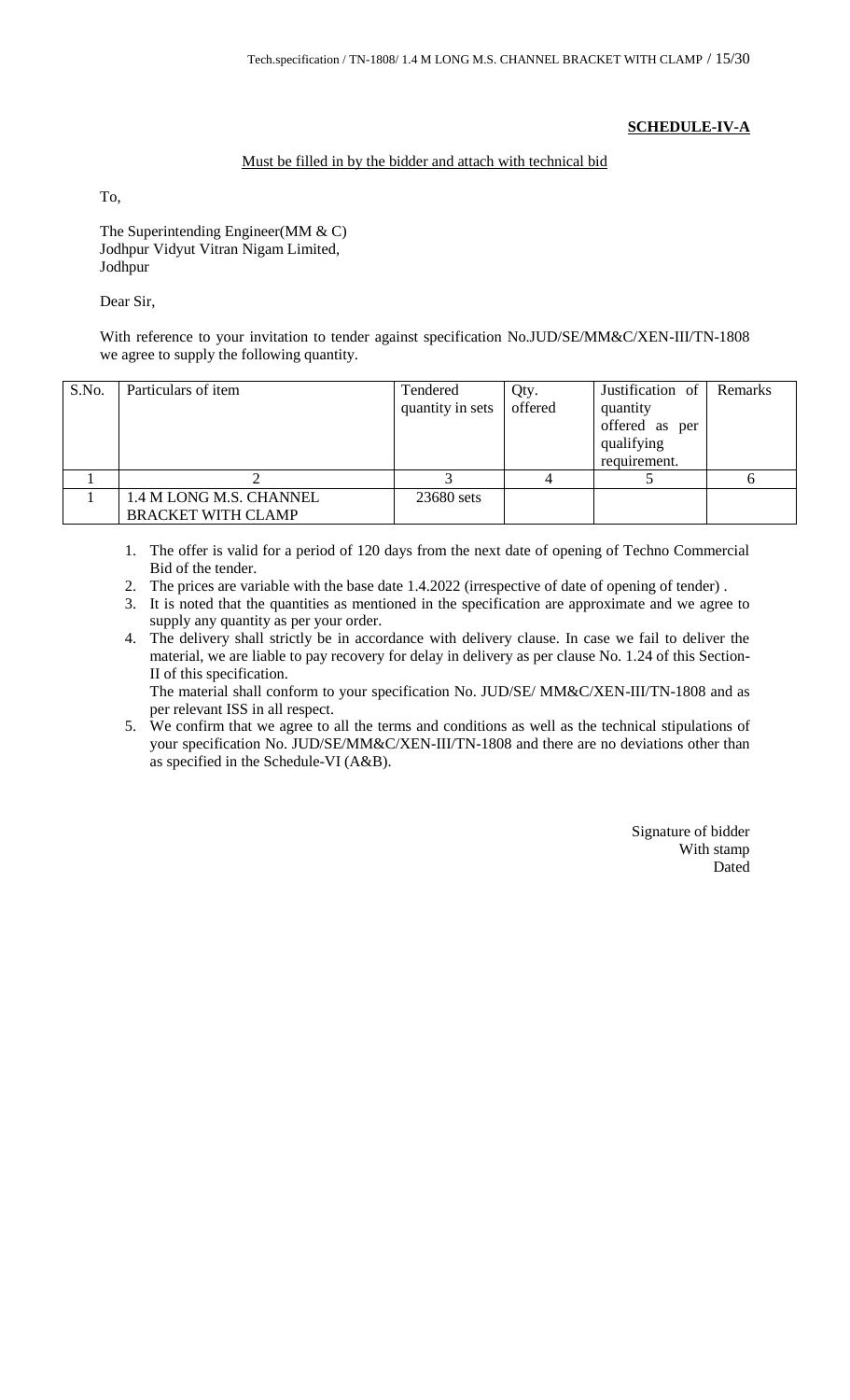**SCHEDULE-IV-A**

Must be filled in by the bidder and attach with technical bid

To,

The Superintending Engineer(MM & C)
Jodhpur Vidyut Vitran Nigam Limited,
Jodhpur

Dear Sir,

With reference to your invitation to tender against specification No.JUD/SE/MM&C/XEN-III/TN-1808 we agree to supply the following quantity.

| S.No. | Particulars of item | Tendered quantity in sets | Qty. offered | Justification of quantity offered as per qualifying requirement. | Remarks |
|---|---|---|---|---|---|
| 1 | 2 | 3 | 4 | 5 | 6 |
| 1 | 1.4 M LONG M.S. CHANNEL BRACKET WITH CLAMP | 23680 sets | | | |

1. The offer is valid for a period of 120 days from the next date of opening of Techno Commercial Bid of the tender.
2. The prices are variable with the base date 1.4.2022 (irrespective of date of opening of tender) .
3. It is noted that the quantities as mentioned in the specification are approximate and we agree to supply any quantity as per your order.
4. The delivery shall strictly be in accordance with delivery clause. In case we fail to deliver the material, we are liable to pay recovery for delay in delivery as per clause No. 1.24 of this Section-II of this specification.
   The material shall conform to your specification No. JUD/SE/ MM&C/XEN-III/TN-1808 and as per relevant ISS in all respect.
5. We confirm that we agree to all the terms and conditions as well as the technical stipulations of your specification No. JUD/SE/MM&C/XEN-III/TN-1808 and there are no deviations other than as specified in the Schedule-VI (A&B).

Signature of bidder
With stamp
Dated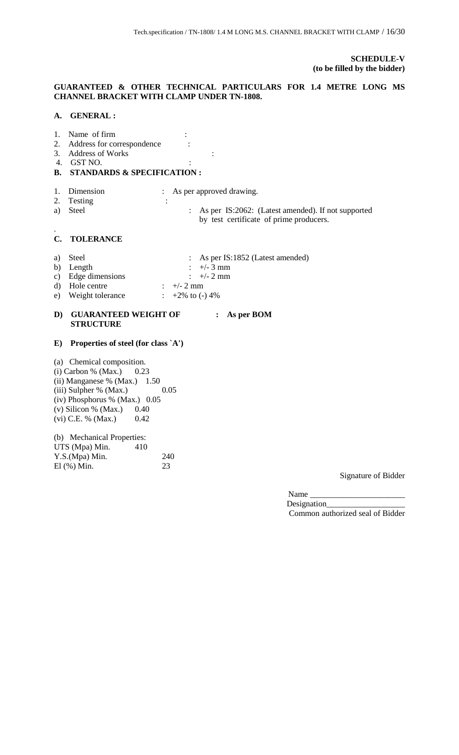**SCHEDULE-V**
**(to be filled by the bidder)**

**GUARANTEED & OTHER TECHNICAL PARTICULARS FOR 1.4 METRE LONG MS CHANNEL BRACKET WITH CLAMP UNDER TN-1808.**

**A. GENERAL :**

1. Name of firm :
2. Address for correspondence :
3. Address of Works :
4. GST NO. :

**B. STANDARDS & SPECIFICATION :**

1. Dimension : As per approved drawing.
2. Testing :
   a) Steel : As per IS:2062: (Latest amended). If not supported by test certificate of prime producers.

.

**C. TOLERANCE**

a) Steel : As per IS:1852 (Latest amended)
b) Length : +/- 3 mm
c) Edge dimensions : +/- 2 mm
d) Hole centre : +/- 2 mm
e) Weight tolerance : +2% to (-) 4%

**D) GUARANTEED WEIGHT OF STRUCTURE : As per BOM**

**E) Properties of steel (for class `A')**

(a) Chemical composition.

(i) Carbon % (Max.) 0.23
(ii) Manganese % (Max.) 1.50
(iii) Sulpher % (Max.) 0.05
(iv) Phosphorus % (Max.) 0.05
(v) Silicon % (Max.) 0.40
(vi) C.E. % (Max.) 0.42

(b) Mechanical Properties:

UTS (Mpa) Min. 410
Y.S.(Mpa) Min. 240
El (%) Min. 23

Signature of Bidder

Name ______________________
Designation__________________
Common authorized seal of Bidder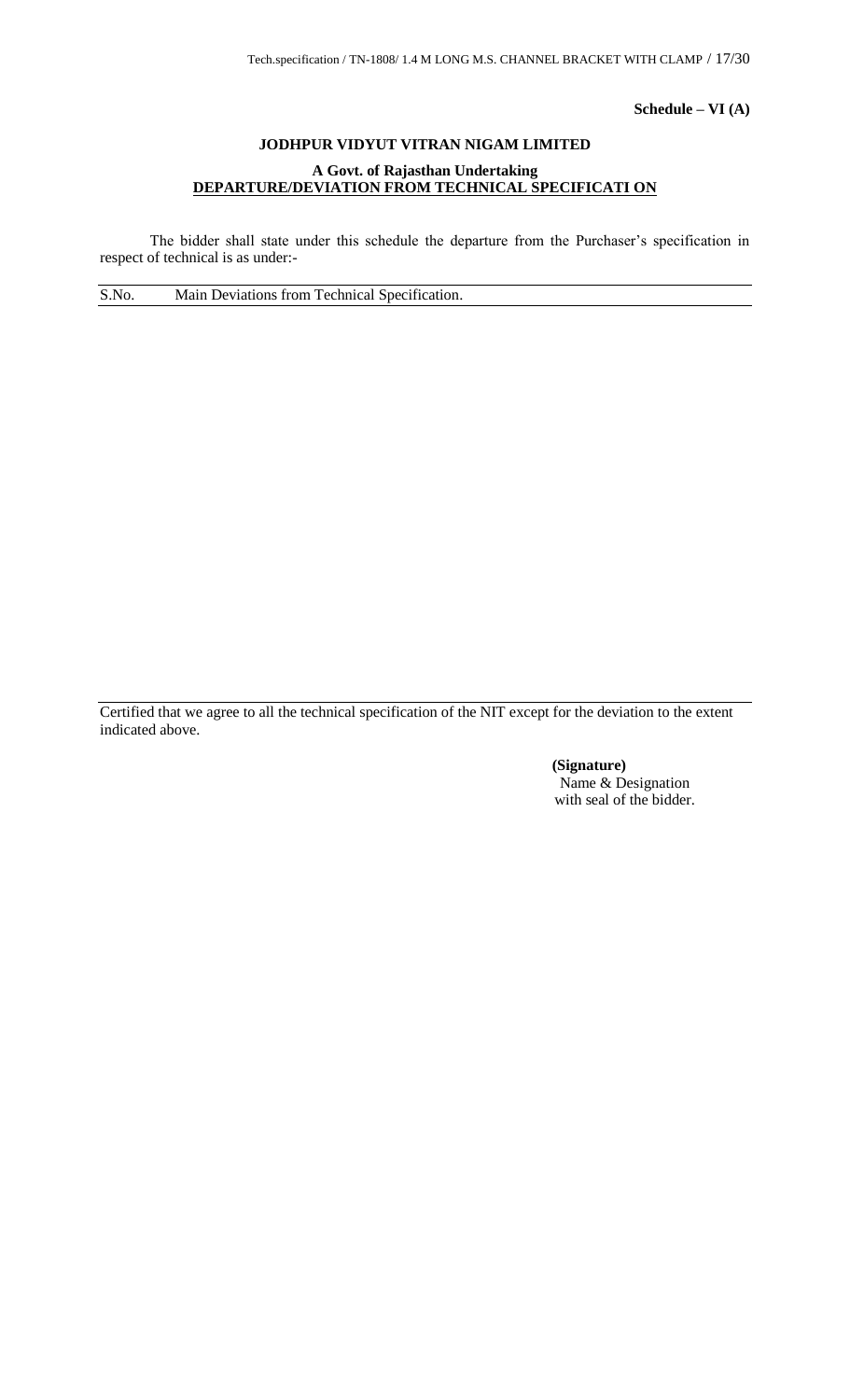**Schedule – VI (A)**

**JODHPUR VIDYUT VITRAN NIGAM LIMITED**

**A Govt. of Rajasthan Undertaking**

**DEPARTURE/DEVIATION FROM TECHNICAL SPECIFICATI ON**

The bidder shall state under this schedule the departure from the Purchaser's specification in respect of technical is as under:-

| S.No. | Main Deviations from Technical Specification. |
| --- | --- |
| | |

Certified that we agree to all the technical specification of the NIT except for the deviation to the extent indicated above.

**(Signature)**
Name & Designation
with seal of the bidder.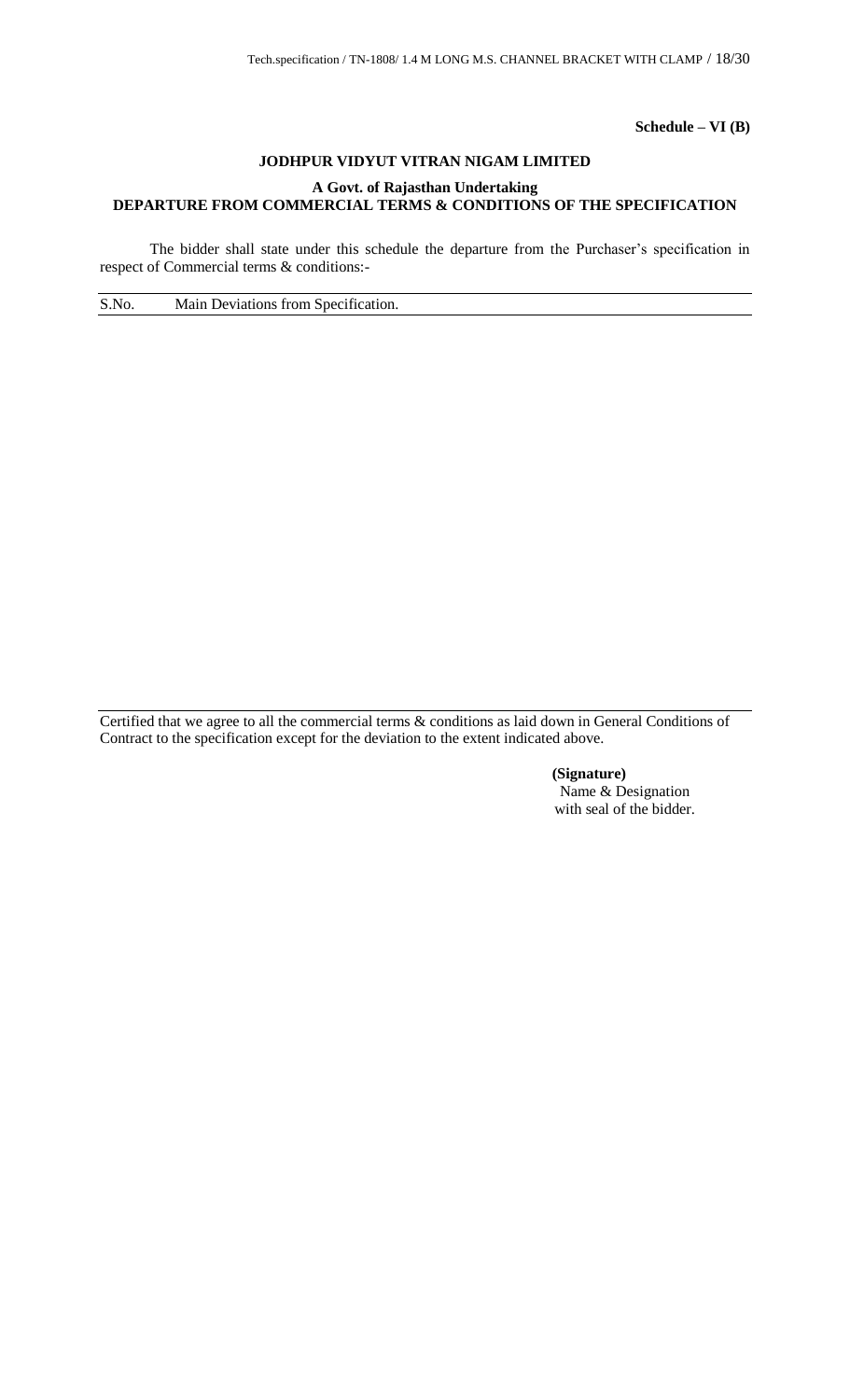**Schedule – VI (B)**

**JODHPUR VIDYUT VITRAN NIGAM LIMITED**

**A Govt. of Rajasthan Undertaking**

**DEPARTURE FROM COMMERCIAL TERMS & CONDITIONS OF THE SPECIFICATION**

The bidder shall state under this schedule the departure from the Purchaser's specification in respect of Commercial terms & conditions:-

| S.No. | Main Deviations from Specification. |
| --- | --- |
| | |

Certified that we agree to all the commercial terms & conditions as laid down in General Conditions of Contract to the specification except for the deviation to the extent indicated above.

**(Signature)**
Name & Designation
with seal of the bidder.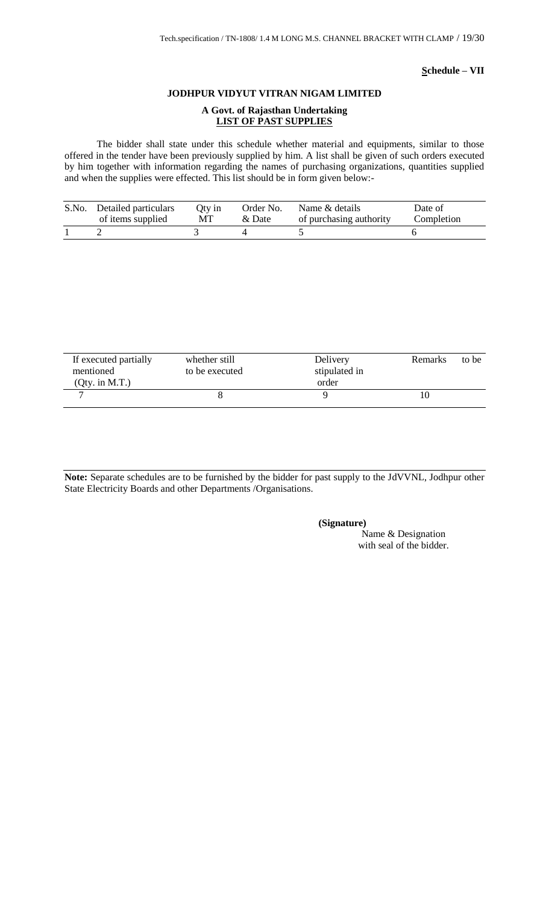**Schedule – VII**

**JODHPUR VIDYUT VITRAN NIGAM LIMITED**

**A Govt. of Rajasthan Undertaking**
**LIST OF PAST SUPPLIES**

The bidder shall state under this schedule whether material and equipments, similar to those offered in the tender have been previously supplied by him. A list shall be given of such orders executed by him together with information regarding the names of purchasing organizations, quantities supplied and when the supplies were effected. This list should be in form given below:-

| S.No. | Detailed particulars of items supplied | Qty in MT | Order No. & Date | Name & details of purchasing authority | Date of Completion |
|---|---|---|---|---|---|
| 1 | 2 | 3 | 4 | 5 | 6 |

| If executed partially mentioned (Qty. in M.T.) | whether still to be executed | Delivery stipulated in order | Remarks to be |
|---|---|---|---|
| 7 | 8 | 9 | 10 |

**Note:** Separate schedules are to be furnished by the bidder for past supply to the JdVVNL, Jodhpur other State Electricity Boards and other Departments /Organisations.

**(Signature)**
Name & Designation
with seal of the bidder.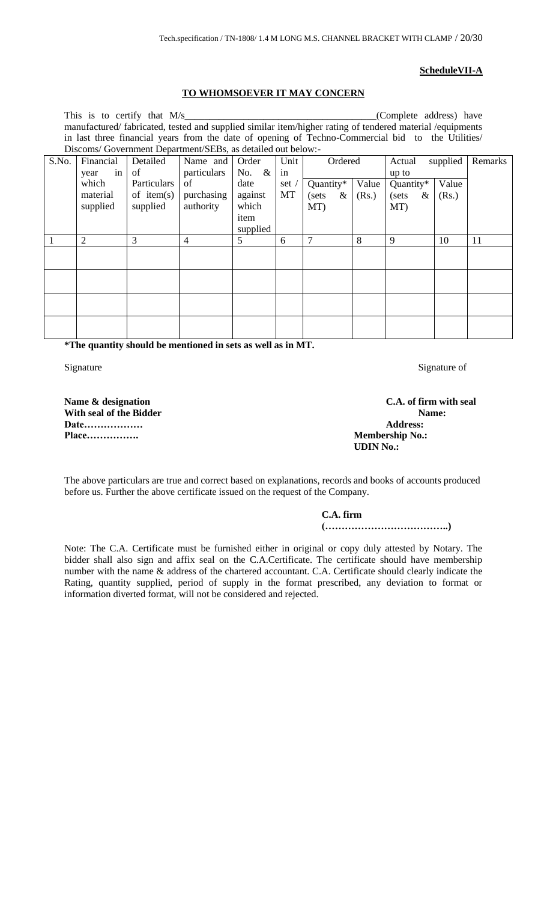**ScheduleVII-A**

**TO WHOMSOEVER IT MAY CONCERN**

This is to certify that M/s______________________________________(Complete address) have manufactured/ fabricated, tested and supplied similar item/higher rating of tendered material /equipments in last three financial years from the date of opening of Techno-Commercial bid to the Utilities/ Discoms/ Government Department/SEBs, as detailed out below:-

| S.No. | Financial year in which material supplied | Detailed of Particulars of item(s) supplied | Name and particulars of purchasing authority | Order No. & date against which item supplied | Unit in set / MT | Ordered | | Actual supplied up to | | Remarks |
|---|---|---|---|---|---|---|---|---|---|---|
| | | | | | | Quantity* (sets & MT) | Value (Rs.) | Quantity* (sets & MT) | Value (Rs.) | |
| 1 | 2 | 3 | 4 | 5 | 6 | 7 | 8 | 9 | 10 | 11 |
| | | | | | | | | | | |
| | | | | | | | | | | |
| | | | | | | | | | | |
| | | | | | | | | | | |

**\*The quantity should be mentioned in sets as well as in MT.**

Signature

**Name & designation**
**With seal of the Bidder**
**Date………………**
**Place…………….**

Signature of

**C.A. of firm with seal**
**Name:**
**Address:**
**Membership No.:**
**UDIN No.:**

The above particulars are true and correct based on explanations, records and books of accounts produced before us. Further the above certificate issued on the request of the Company.

**C.A. firm**
**(………………………………..)**

Note: The C.A. Certificate must be furnished either in original or copy duly attested by Notary. The bidder shall also sign and affix seal on the C.A.Certificate. The certificate should have membership number with the name & address of the chartered accountant. C.A. Certificate should clearly indicate the Rating, quantity supplied, period of supply in the format prescribed, any deviation to format or information diverted format, will not be considered and rejected.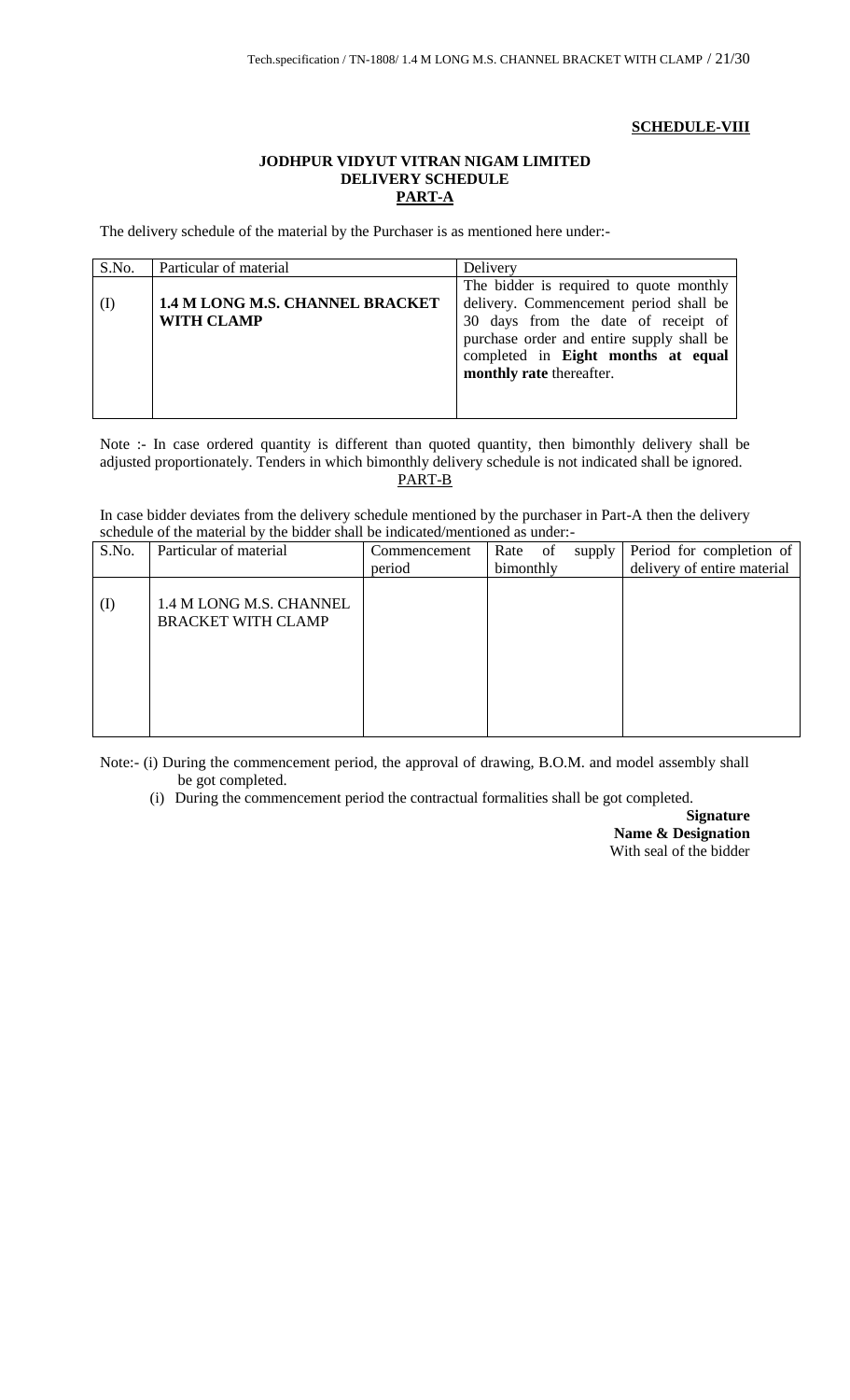**SCHEDULE-VIII**

**JODHPUR VIDYUT VITRAN NIGAM LIMITED**
**DELIVERY SCHEDULE**
**PART-A**

The delivery schedule of the material by the Purchaser is as mentioned here under:-

| S.No. | Particular of material | Delivery |
|---|---|---|
| (I) | **1.4 M LONG M.S. CHANNEL BRACKET WITH CLAMP** | The bidder is required to quote monthly delivery. Commencement period shall be 30 days from the date of receipt of purchase order and entire supply shall be completed in **Eight months at equal monthly rate** thereafter. |

Note :- In case ordered quantity is different than quoted quantity, then bimonthly delivery shall be adjusted proportionately. Tenders in which bimonthly delivery schedule is not indicated shall be ignored.

PART-B

In case bidder deviates from the delivery schedule mentioned by the purchaser in Part-A then the delivery schedule of the material by the bidder shall be indicated/mentioned as under:-

| S.No. | Particular of material | Commencement period | Rate of supply bimonthly | Period for completion of delivery of entire material |
|---|---|---|---|---|
| (I) | 1.4 M LONG M.S. CHANNEL BRACKET WITH CLAMP | | | |

Note:- (i) During the commencement period, the approval of drawing, B.O.M. and model assembly shall be got completed.

(i) During the commencement period the contractual formalities shall be got completed.

**Signature**
**Name & Designation**
With seal of the bidder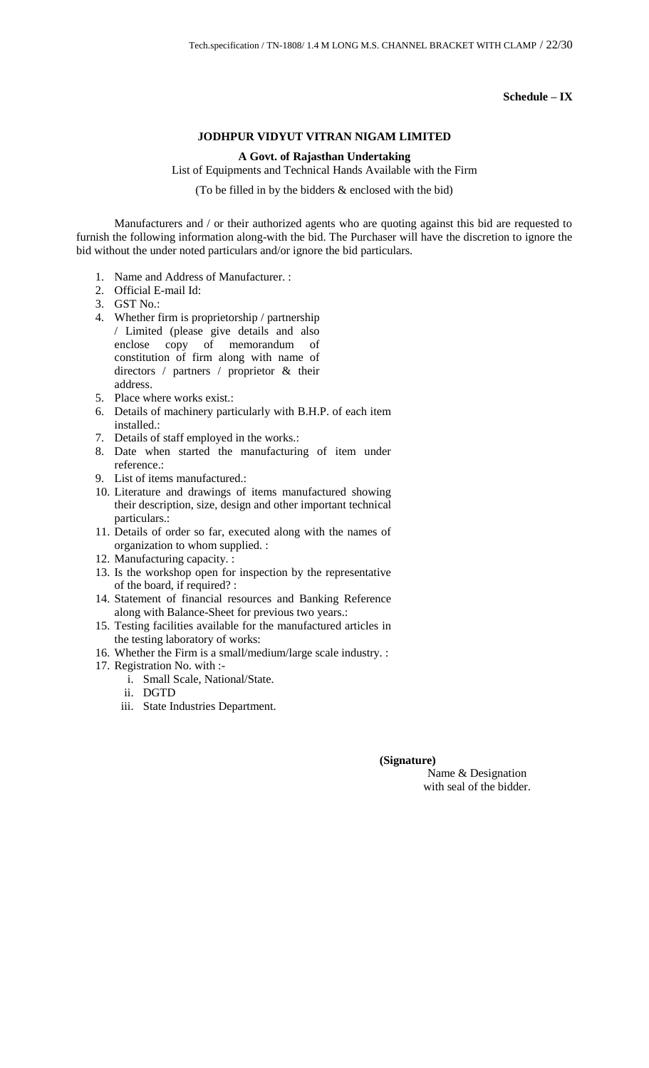**Schedule – IX**

**JODHPUR VIDYUT VITRAN NIGAM LIMITED**

**A Govt. of Rajasthan Undertaking**

List of Equipments and Technical Hands Available with the Firm

(To be filled in by the bidders & enclosed with the bid)

Manufacturers and / or their authorized agents who are quoting against this bid are requested to furnish the following information along-with the bid. The Purchaser will have the discretion to ignore the bid without the under noted particulars and/or ignore the bid particulars.

1. Name and Address of Manufacturer. :
2. Official E-mail Id:
3. GST No.:
4. Whether firm is proprietorship / partnership / Limited (please give details and also enclose copy of memorandum of constitution of firm along with name of directors / partners / proprietor & their address.
5. Place where works exist.:
6. Details of machinery particularly with B.H.P. of each item installed.:
7. Details of staff employed in the works.:
8. Date when started the manufacturing of item under reference.:
9. List of items manufactured.:
10. Literature and drawings of items manufactured showing their description, size, design and other important technical particulars.:
11. Details of order so far, executed along with the names of organization to whom supplied. :
12. Manufacturing capacity. :
13. Is the workshop open for inspection by the representative of the board, if required? :
14. Statement of financial resources and Banking Reference along with Balance-Sheet for previous two years.:
15. Testing facilities available for the manufactured articles in the testing laboratory of works:
16. Whether the Firm is a small/medium/large scale industry. :
17. Registration No. with :-
    1. Small Scale, National/State.
    2. DGTD
    3. State Industries Department.

**(Signature)**

Name & Designation
with seal of the bidder.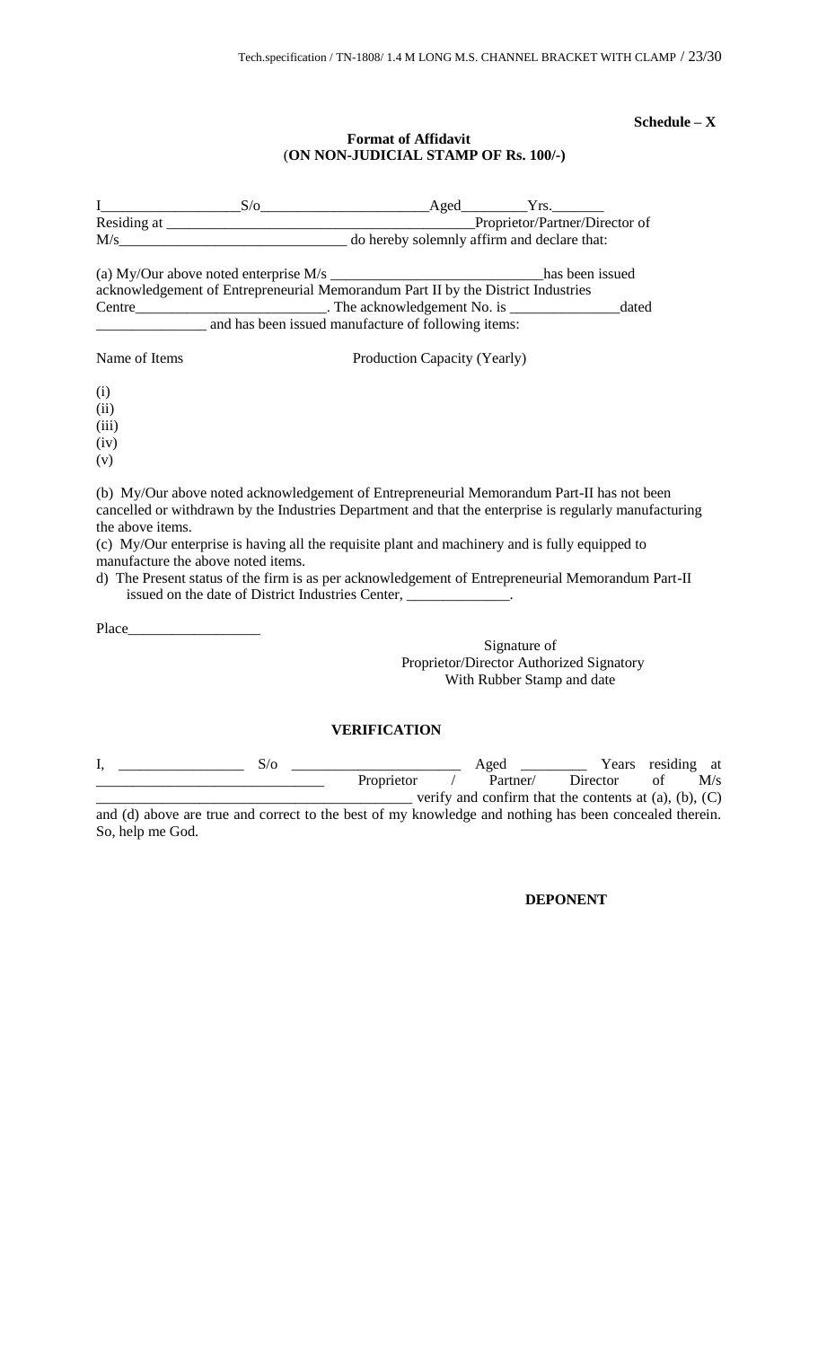**Schedule – X**

**Format of Affidavit**
(**ON NON-JUDICIAL STAMP OF Rs. 100/-)**

I__________________S/o______________________Aged________Yrs._______
Residing at ________________________________________Proprietor/Partner/Director of
M/s______________________________ do hereby solemnly affirm and declare that:

(a) My/Our above noted enterprise M/s _____________________________has been issued acknowledgement of Entrepreneurial Memorandum Part II by the District Industries Centre__________________________. The acknowledgement No. is _______________dated _______________ and has been issued manufacture of following items:

Name of Items                    Production Capacity (Yearly)

(i)
(ii)
(iii)
(iv)
(v)

(b) My/Our above noted acknowledgement of Entrepreneurial Memorandum Part-II has not been cancelled or withdrawn by the Industries Department and that the enterprise is regularly manufacturing the above items.
(c) My/Our enterprise is having all the requisite plant and machinery and is fully equipped to manufacture the above noted items.
d) The Present status of the firm is as per acknowledgement of Entrepreneurial Memorandum Part-II issued on the date of District Industries Center, ______________.

Place__________________

Signature of
Proprietor/Director Authorized Signatory
With Rubber Stamp and date

**VERIFICATION**

I, _________________ S/o _______________________ Aged _________ Years residing at _______________________________ Proprietor / Partner/ Director of M/s __________________________________________ verify and confirm that the contents at (a), (b), (C) and (d) above are true and correct to the best of my knowledge and nothing has been concealed therein. So, help me God.

**DEPONENT**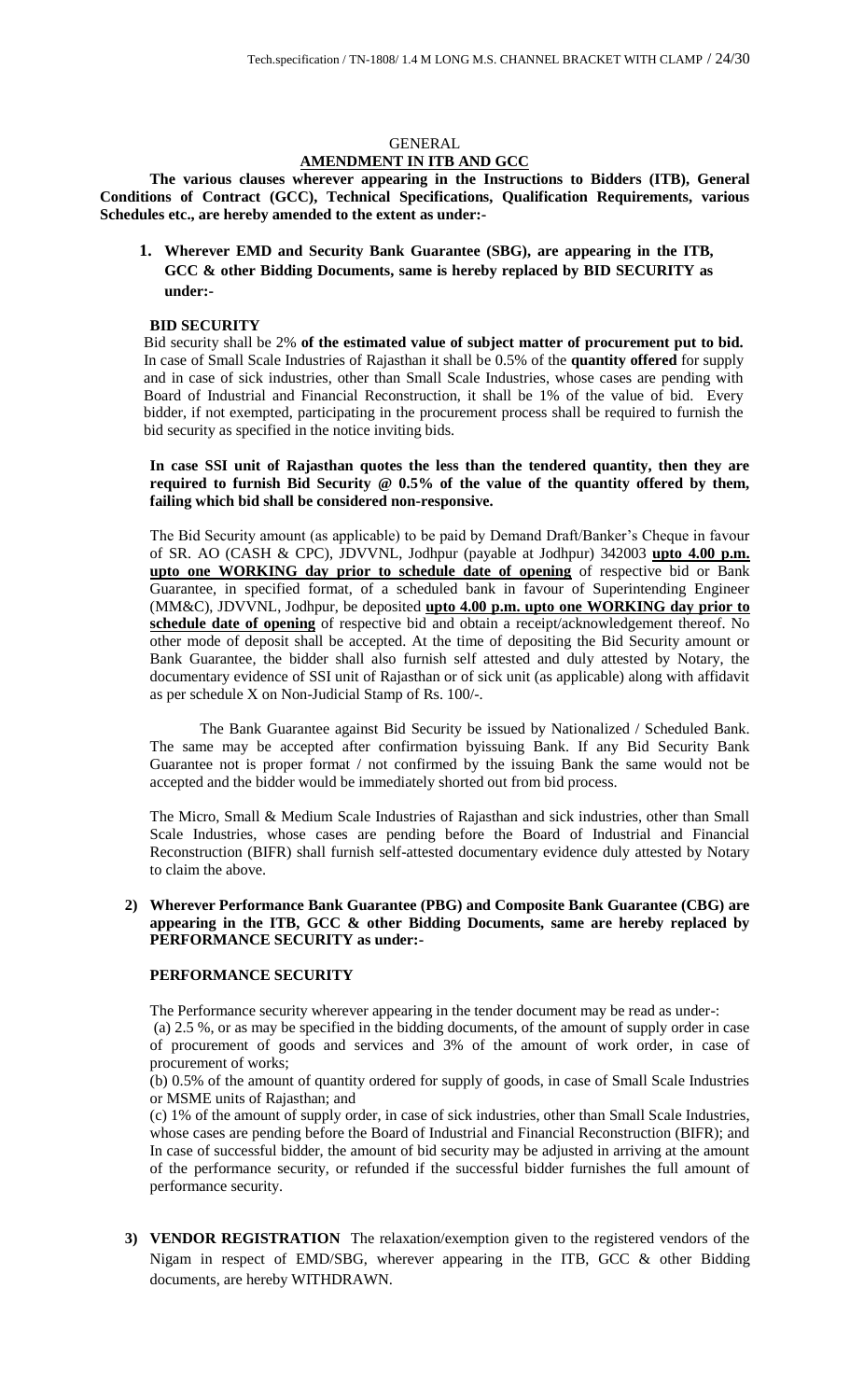GENERAL

## AMENDMENT IN ITB AND GCC

**The various clauses wherever appearing in the Instructions to Bidders (ITB), General Conditions of Contract (GCC), Technical Specifications, Qualification Requirements, various Schedules etc., are hereby amended to the extent as under:-**

1. **Wherever EMD and Security Bank Guarantee (SBG), are appearing in the ITB, GCC & other Bidding Documents, same is hereby replaced by BID SECURITY as under:-**

**BID SECURITY**

Bid security shall be 2% **of the estimated value of subject matter of procurement put to bid.** In case of Small Scale Industries of Rajasthan it shall be 0.5% of the **quantity offered** for supply and in case of sick industries, other than Small Scale Industries, whose cases are pending with Board of Industrial and Financial Reconstruction, it shall be 1% of the value of bid. Every bidder, if not exempted, participating in the procurement process shall be required to furnish the bid security as specified in the notice inviting bids.

**In case SSI unit of Rajasthan quotes the less than the tendered quantity, then they are required to furnish Bid Security @ 0.5% of the value of the quantity offered by them, failing which bid shall be considered non-responsive.**

The Bid Security amount (as applicable) to be paid by Demand Draft/Banker's Cheque in favour of SR. AO (CASH & CPC), JDVVNL, Jodhpur (payable at Jodhpur) 342003 **upto 4.00 p.m. upto one WORKING day prior to schedule date of opening** of respective bid or Bank Guarantee, in specified format, of a scheduled bank in favour of Superintending Engineer (MM&C), JDVVNL, Jodhpur, be deposited **upto 4.00 p.m. upto one WORKING day prior to schedule date of opening** of respective bid and obtain a receipt/acknowledgement thereof. No other mode of deposit shall be accepted. At the time of depositing the Bid Security amount or Bank Guarantee, the bidder shall also furnish self attested and duly attested by Notary, the documentary evidence of SSI unit of Rajasthan or of sick unit (as applicable) along with affidavit as per schedule X on Non-Judicial Stamp of Rs. 100/-.

The Bank Guarantee against Bid Security be issued by Nationalized / Scheduled Bank. The same may be accepted after confirmation byissuing Bank. If any Bid Security Bank Guarantee not is proper format / not confirmed by the issuing Bank the same would not be accepted and the bidder would be immediately shorted out from bid process.

The Micro, Small & Medium Scale Industries of Rajasthan and sick industries, other than Small Scale Industries, whose cases are pending before the Board of Industrial and Financial Reconstruction (BIFR) shall furnish self-attested documentary evidence duly attested by Notary to claim the above.

2) **Wherever Performance Bank Guarantee (PBG) and Composite Bank Guarantee (CBG) are appearing in the ITB, GCC & other Bidding Documents, same are hereby replaced by PERFORMANCE SECURITY as under:-**

**PERFORMANCE SECURITY**

The Performance security wherever appearing in the tender document may be read as under-:

(a) 2.5 %, or as may be specified in the bidding documents, of the amount of supply order in case of procurement of goods and services and 3% of the amount of work order, in case of procurement of works;

(b) 0.5% of the amount of quantity ordered for supply of goods, in case of Small Scale Industries or MSME units of Rajasthan; and

(c) 1% of the amount of supply order, in case of sick industries, other than Small Scale Industries, whose cases are pending before the Board of Industrial and Financial Reconstruction (BIFR); and In case of successful bidder, the amount of bid security may be adjusted in arriving at the amount of the performance security, or refunded if the successful bidder furnishes the full amount of performance security.

3) **VENDOR REGISTRATION** The relaxation/exemption given to the registered vendors of the Nigam in respect of EMD/SBG, wherever appearing in the ITB, GCC & other Bidding documents, are hereby WITHDRAWN.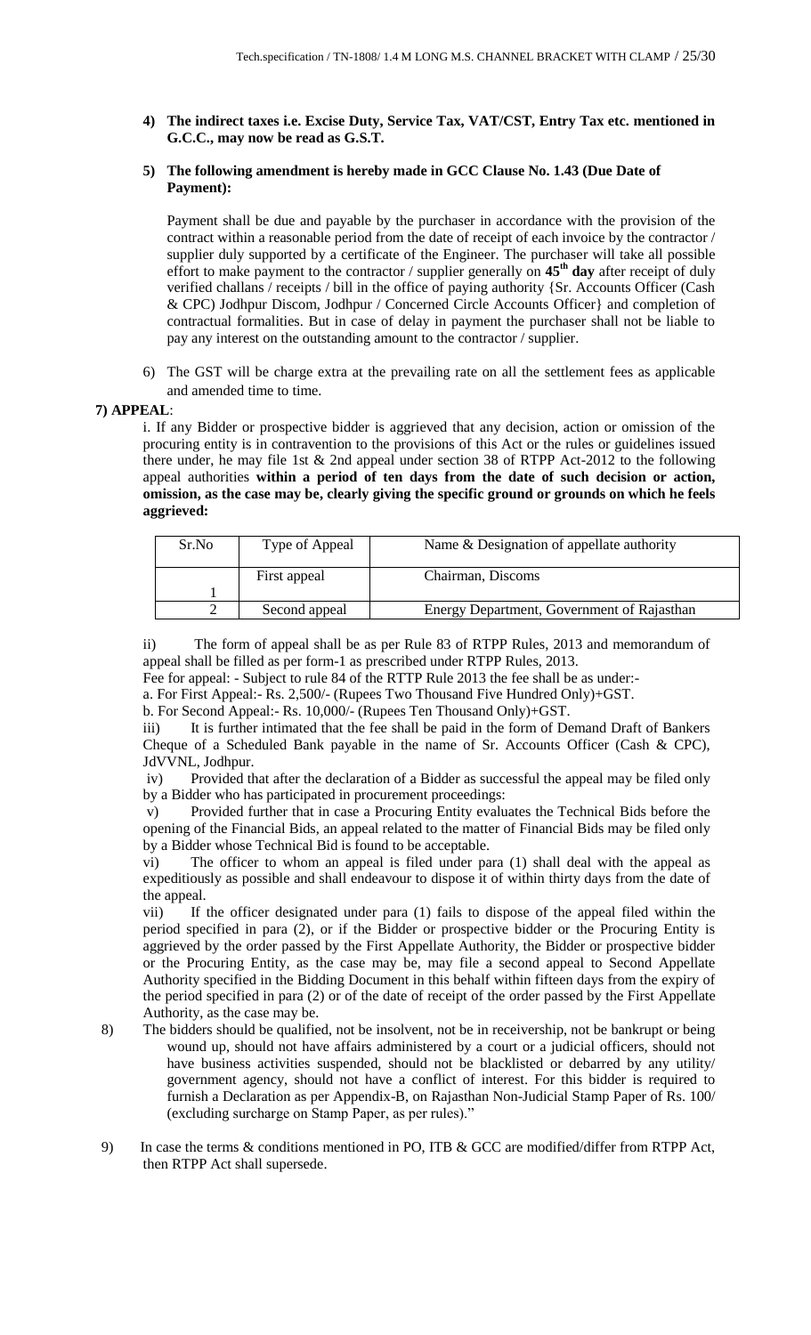**4) The indirect taxes i.e. Excise Duty, Service Tax, VAT/CST, Entry Tax etc. mentioned in G.C.C., may now be read as G.S.T.**

**5) The following amendment is hereby made in GCC Clause No. 1.43 (Due Date of Payment):**

Payment shall be due and payable by the purchaser in accordance with the provision of the contract within a reasonable period from the date of receipt of each invoice by the contractor / supplier duly supported by a certificate of the Engineer. The purchaser will take all possible effort to make payment to the contractor / supplier generally on **45th day** after receipt of duly verified challans / receipts / bill in the office of paying authority {Sr. Accounts Officer (Cash & CPC) Jodhpur Discom, Jodhpur / Concerned Circle Accounts Officer} and completion of contractual formalities. But in case of delay in payment the purchaser shall not be liable to pay any interest on the outstanding amount to the contractor / supplier.

6) The GST will be charge extra at the prevailing rate on all the settlement fees as applicable and amended time to time.

**7) APPEAL**:

i. If any Bidder or prospective bidder is aggrieved that any decision, action or omission of the procuring entity is in contravention to the provisions of this Act or the rules or guidelines issued there under, he may file 1st & 2nd appeal under section 38 of RTPP Act-2012 to the following appeal authorities **within a period of ten days from the date of such decision or action, omission, as the case may be, clearly giving the specific ground or grounds on which he feels aggrieved:**

| Sr.No | Type of Appeal | Name & Designation of appellate authority |
|---|---|---|
| 1 | First appeal | Chairman, Discoms |
| 2 | Second appeal | Energy Department, Government of Rajasthan |

ii) The form of appeal shall be as per Rule 83 of RTPP Rules, 2013 and memorandum of appeal shall be filled as per form-1 as prescribed under RTPP Rules, 2013.

Fee for appeal: - Subject to rule 84 of the RTTP Rule 2013 the fee shall be as under:-

a. For First Appeal:- Rs. 2,500/- (Rupees Two Thousand Five Hundred Only)+GST.

b. For Second Appeal:- Rs. 10,000/- (Rupees Ten Thousand Only)+GST.

iii) It is further intimated that the fee shall be paid in the form of Demand Draft of Bankers Cheque of a Scheduled Bank payable in the name of Sr. Accounts Officer (Cash & CPC), JdVVNL, Jodhpur.

iv) Provided that after the declaration of a Bidder as successful the appeal may be filed only by a Bidder who has participated in procurement proceedings:

v) Provided further that in case a Procuring Entity evaluates the Technical Bids before the opening of the Financial Bids, an appeal related to the matter of Financial Bids may be filed only by a Bidder whose Technical Bid is found to be acceptable.

vi) The officer to whom an appeal is filed under para (1) shall deal with the appeal as expeditiously as possible and shall endeavour to dispose it of within thirty days from the date of the appeal.

vii) If the officer designated under para (1) fails to dispose of the appeal filed within the period specified in para (2), or if the Bidder or prospective bidder or the Procuring Entity is aggrieved by the order passed by the First Appellate Authority, the Bidder or prospective bidder or the Procuring Entity, as the case may be, may file a second appeal to Second Appellate Authority specified in the Bidding Document in this behalf within fifteen days from the expiry of the period specified in para (2) or of the date of receipt of the order passed by the First Appellate Authority, as the case may be.

8) The bidders should be qualified, not be insolvent, not be in receivership, not be bankrupt or being wound up, should not have affairs administered by a court or a judicial officers, should not have business activities suspended, should not be blacklisted or debarred by any utility/ government agency, should not have a conflict of interest. For this bidder is required to furnish a Declaration as per Appendix-B, on Rajasthan Non-Judicial Stamp Paper of Rs. 100/ (excluding surcharge on Stamp Paper, as per rules)."

9) In case the terms & conditions mentioned in PO, ITB & GCC are modified/differ from RTPP Act, then RTPP Act shall supersede.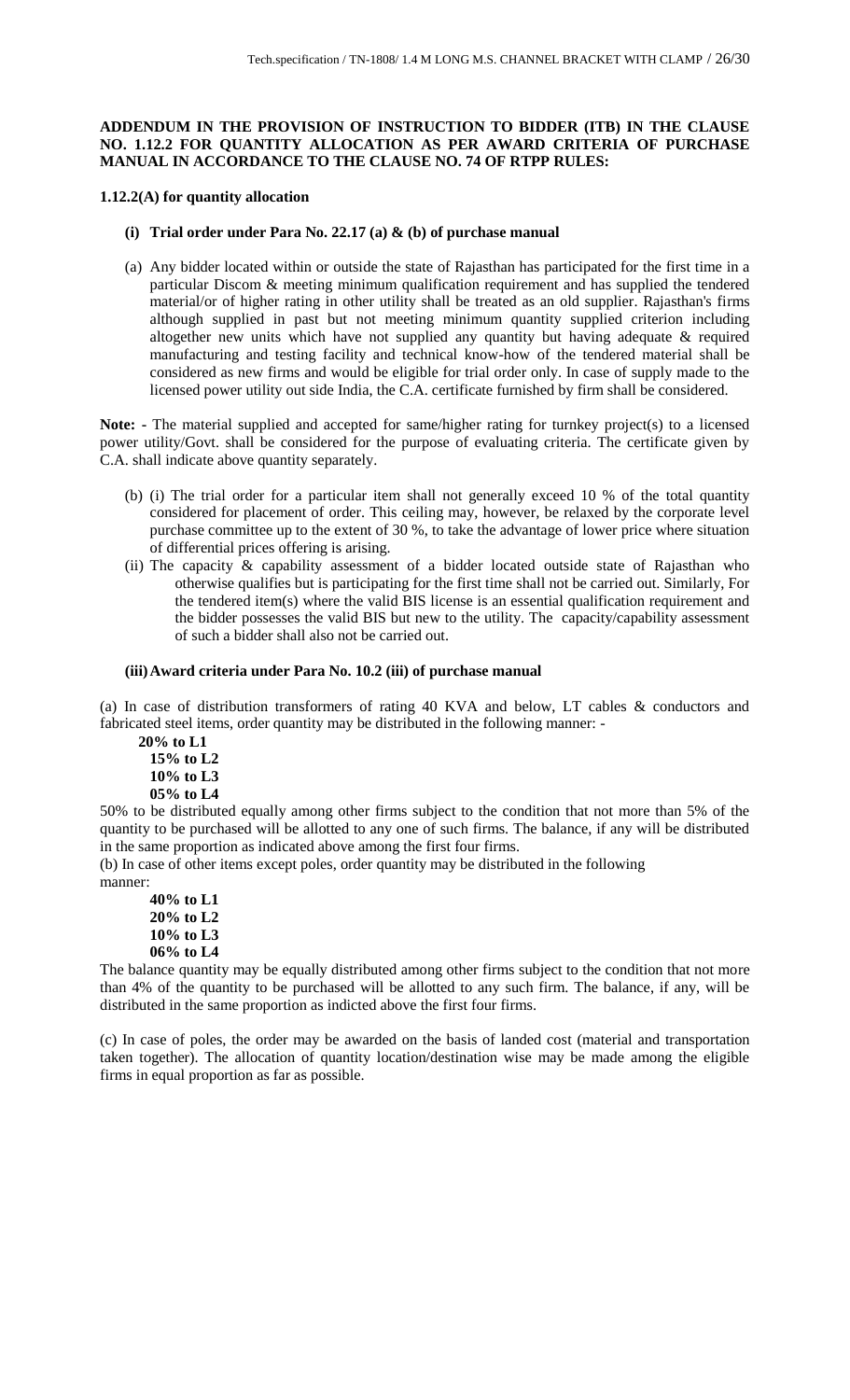**ADDENDUM IN THE PROVISION OF INSTRUCTION TO BIDDER (ITB) IN THE CLAUSE NO. 1.12.2 FOR QUANTITY ALLOCATION AS PER AWARD CRITERIA OF PURCHASE MANUAL IN ACCORDANCE TO THE CLAUSE NO. 74 OF RTPP RULES:**

**1.12.2(A) for quantity allocation**

**(i) Trial order under Para No. 22.17 (a) & (b) of purchase manual**

(a) Any bidder located within or outside the state of Rajasthan has participated for the first time in a particular Discom & meeting minimum qualification requirement and has supplied the tendered material/or of higher rating in other utility shall be treated as an old supplier. Rajasthan's firms although supplied in past but not meeting minimum quantity supplied criterion including altogether new units which have not supplied any quantity but having adequate & required manufacturing and testing facility and technical know-how of the tendered material shall be considered as new firms and would be eligible for trial order only. In case of supply made to the licensed power utility out side India, the C.A. certificate furnished by firm shall be considered.

**Note:** - The material supplied and accepted for same/higher rating for turnkey project(s) to a licensed power utility/Govt. shall be considered for the purpose of evaluating criteria. The certificate given by C.A. shall indicate above quantity separately.

(b) (i) The trial order for a particular item shall not generally exceed 10 % of the total quantity considered for placement of order. This ceiling may, however, be relaxed by the corporate level purchase committee up to the extent of 30 %, to take the advantage of lower price where situation of differential prices offering is arising.

(ii) The capacity & capability assessment of a bidder located outside state of Rajasthan who otherwise qualifies but is participating for the first time shall not be carried out. Similarly, For the tendered item(s) where the valid BIS license is an essential qualification requirement and the bidder possesses the valid BIS but new to the utility. The capacity/capability assessment of such a bidder shall also not be carried out.

**(iii) Award criteria under Para No. 10.2 (iii) of purchase manual**

(a) In case of distribution transformers of rating 40 KVA and below, LT cables & conductors and fabricated steel items, order quantity may be distributed in the following manner: -

**20% to L1**
**15% to L2**
**10% to L3**
**05% to L4**

50% to be distributed equally among other firms subject to the condition that not more than 5% of the quantity to be purchased will be allotted to any one of such firms. The balance, if any will be distributed in the same proportion as indicated above among the first four firms.

(b) In case of other items except poles, order quantity may be distributed in the following manner:

**40% to L1**
**20% to L2**
**10% to L3**
**06% to L4**

The balance quantity may be equally distributed among other firms subject to the condition that not more than 4% of the quantity to be purchased will be allotted to any such firm. The balance, if any, will be distributed in the same proportion as indicted above the first four firms.

(c) In case of poles, the order may be awarded on the basis of landed cost (material and transportation taken together). The allocation of quantity location/destination wise may be made among the eligible firms in equal proportion as far as possible.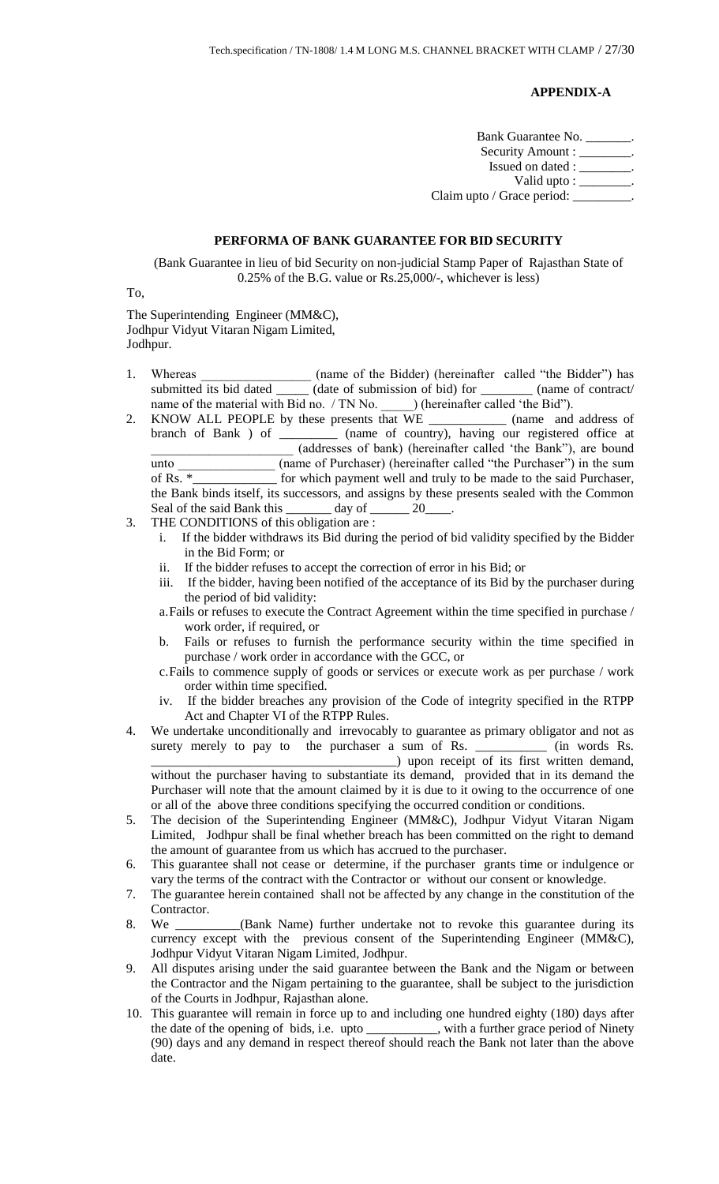**APPENDIX-A**

Bank Guarantee No. _______.
Security Amount : ________.
Issued on dated : ________.
Valid upto : ________.
Claim upto / Grace period: _________.

**PERFORMA OF BANK GUARANTEE FOR BID SECURITY**

(Bank Guarantee in lieu of bid Security on non-judicial Stamp Paper of Rajasthan State of 0.25% of the B.G. value or Rs.25,000/-, whichever is less)

To,

The Superintending Engineer (MM&C),
Jodhpur Vidyut Vitaran Nigam Limited,
Jodhpur.

1. Whereas _________________ (name of the Bidder) (hereinafter called "the Bidder") has submitted its bid dated _____ (date of submission of bid) for ________ (name of contract/ name of the material with Bid no. / TN No. _____) (hereinafter called 'the Bid").
2. KNOW ALL PEOPLE by these presents that WE ____________ (name and address of branch of Bank ) of _________ (name of country), having our registered office at ______________________ (addresses of bank) (hereinafter called 'the Bank"), are bound unto _______________ (name of Purchaser) (hereinafter called "the Purchaser") in the sum of Rs. *_____________ for which payment well and truly to be made to the said Purchaser, the Bank binds itself, its successors, and assigns by these presents sealed with the Common Seal of the said Bank this _______ day of ______ 20____.
3. THE CONDITIONS of this obligation are :
   i. If the bidder withdraws its Bid during the period of bid validity specified by the Bidder in the Bid Form; or
   ii. If the bidder refuses to accept the correction of error in his Bid; or
   iii. If the bidder, having been notified of the acceptance of its Bid by the purchaser during the period of bid validity:
      a. Fails or refuses to execute the Contract Agreement within the time specified in purchase / work order, if required, or
      b. Fails or refuses to furnish the performance security within the time specified in purchase / work order in accordance with the GCC, or
      c. Fails to commence supply of goods or services or execute work as per purchase / work order within time specified.
   iv. If the bidder breaches any provision of the Code of integrity specified in the RTPP Act and Chapter VI of the RTPP Rules.
4. We undertake unconditionally and irrevocably to guarantee as primary obligator and not as surety merely to pay to the purchaser a sum of Rs. ___________ (in words Rs. _____________________________________) upon receipt of its first written demand, without the purchaser having to substantiate its demand, provided that in its demand the Purchaser will note that the amount claimed by it is due to it owing to the occurrence of one or all of the above three conditions specifying the occurred condition or conditions.
5. The decision of the Superintending Engineer (MM&C), Jodhpur Vidyut Vitaran Nigam Limited, Jodhpur shall be final whether breach has been committed on the right to demand the amount of guarantee from us which has accrued to the purchaser.
6. This guarantee shall not cease or determine, if the purchaser grants time or indulgence or vary the terms of the contract with the Contractor or without our consent or knowledge.
7. The guarantee herein contained shall not be affected by any change in the constitution of the Contractor.
8. We __________(Bank Name) further undertake not to revoke this guarantee during its currency except with the previous consent of the Superintending Engineer (MM&C), Jodhpur Vidyut Vitaran Nigam Limited, Jodhpur.
9. All disputes arising under the said guarantee between the Bank and the Nigam or between the Contractor and the Nigam pertaining to the guarantee, shall be subject to the jurisdiction of the Courts in Jodhpur, Rajasthan alone.
10. This guarantee will remain in force up to and including one hundred eighty (180) days after the date of the opening of bids, i.e. upto ___________, with a further grace period of Ninety (90) days and any demand in respect thereof should reach the Bank not later than the above date.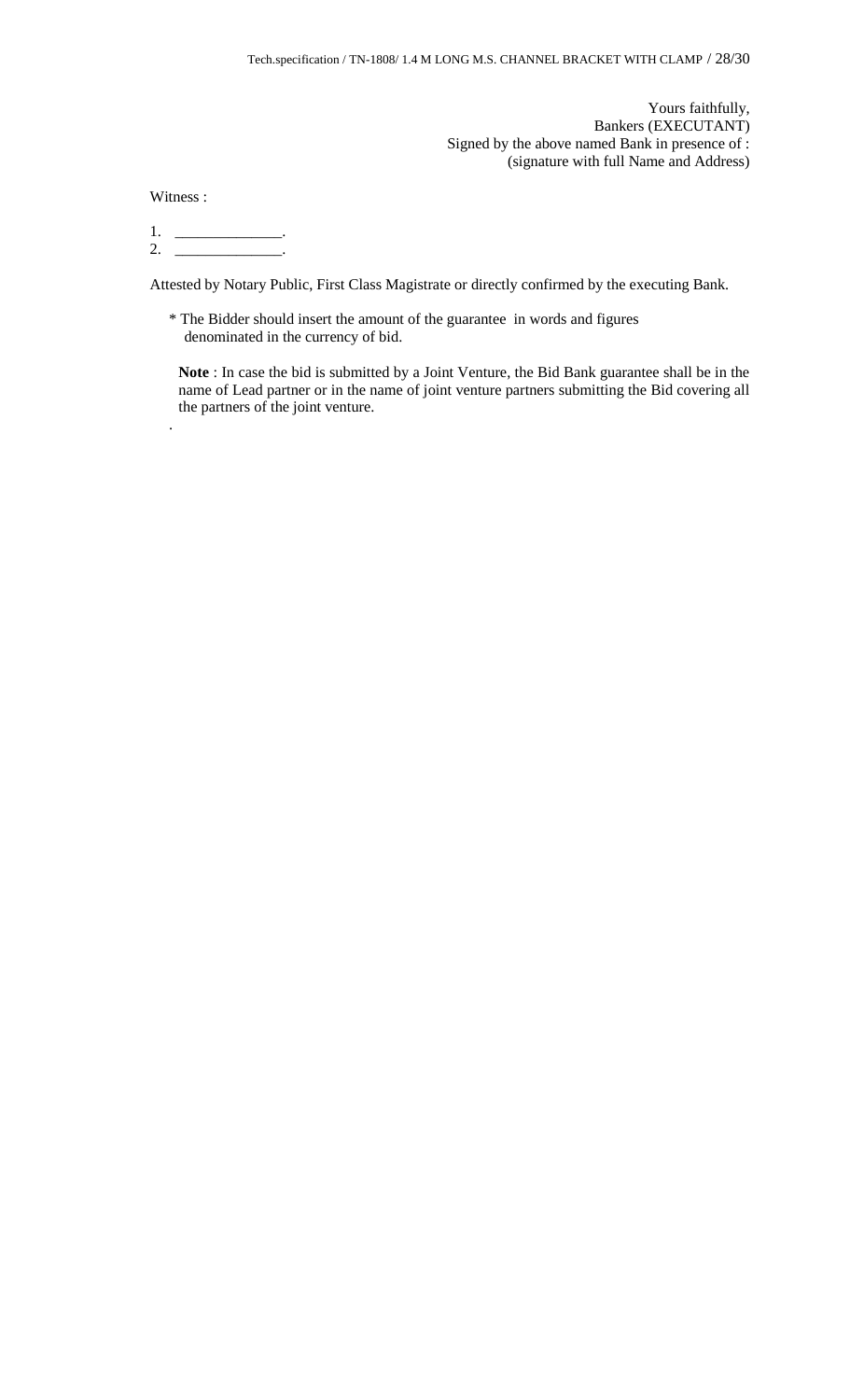Yours faithfully,
Bankers (EXECUTANT)
Signed by the above named Bank in presence of :
(signature with full Name and Address)

Witness :

1. _____________.
2. _____________.

Attested by Notary Public, First Class Magistrate or directly confirmed by the executing Bank.

* The Bidder should insert the amount of the guarantee in words and figures denominated in the currency of bid.

**Note** : In case the bid is submitted by a Joint Venture, the Bid Bank guarantee shall be in the name of Lead partner or in the name of joint venture partners submitting the Bid covering all the partners of the joint venture.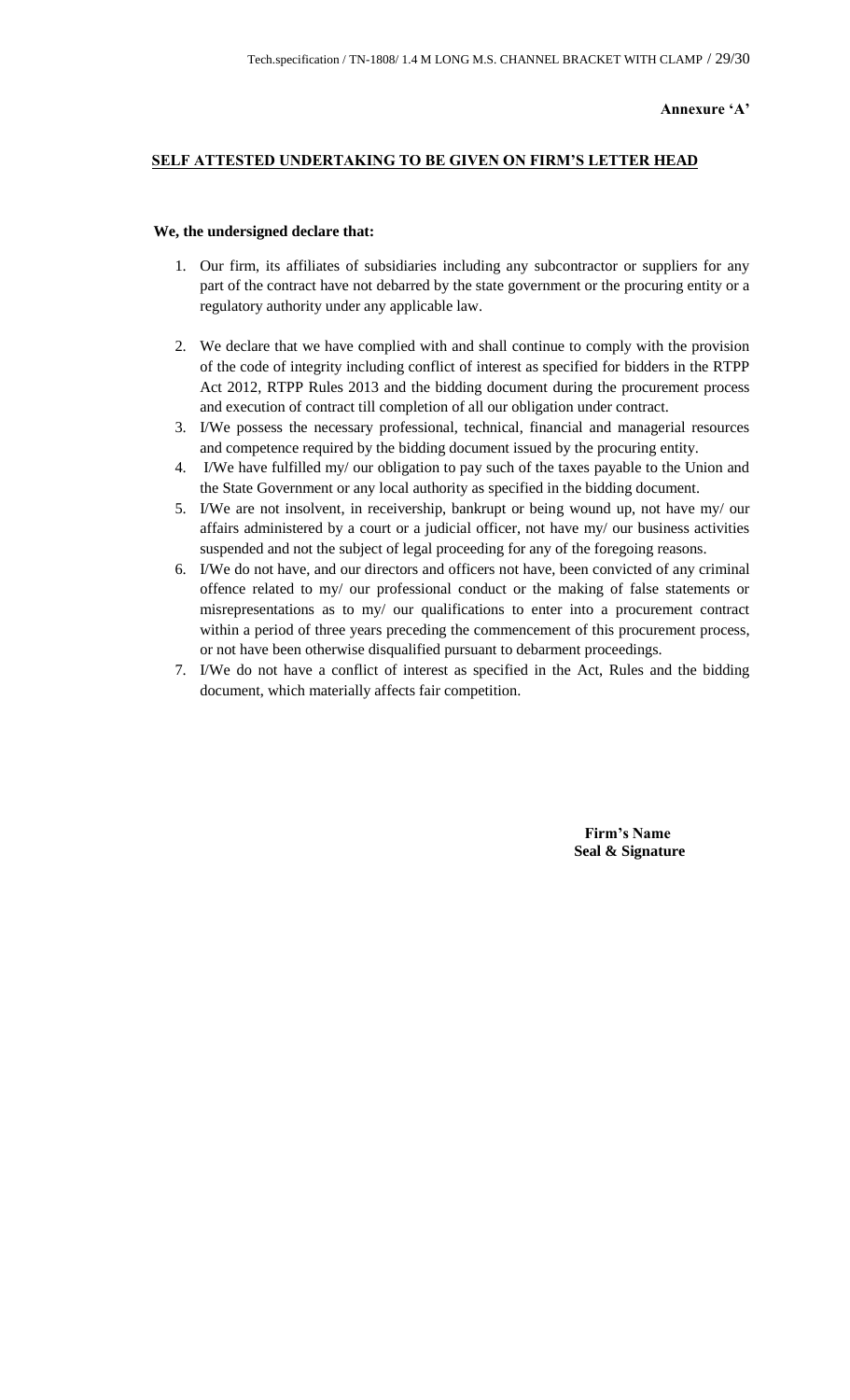**Annexure 'A'**

**SELF ATTESTED UNDERTAKING TO BE GIVEN ON FIRM'S LETTER HEAD**

**We, the undersigned declare that:**

1. Our firm, its affiliates of subsidiaries including any subcontractor or suppliers for any part of the contract have not debarred by the state government or the procuring entity or a regulatory authority under any applicable law.
2. We declare that we have complied with and shall continue to comply with the provision of the code of integrity including conflict of interest as specified for bidders in the RTPP Act 2012, RTPP Rules 2013 and the bidding document during the procurement process and execution of contract till completion of all our obligation under contract.
3. I/We possess the necessary professional, technical, financial and managerial resources and competence required by the bidding document issued by the procuring entity.
4. I/We have fulfilled my/ our obligation to pay such of the taxes payable to the Union and the State Government or any local authority as specified in the bidding document.
5. I/We are not insolvent, in receivership, bankrupt or being wound up, not have my/ our affairs administered by a court or a judicial officer, not have my/ our business activities suspended and not the subject of legal proceeding for any of the foregoing reasons.
6. I/We do not have, and our directors and officers not have, been convicted of any criminal offence related to my/ our professional conduct or the making of false statements or misrepresentations as to my/ our qualifications to enter into a procurement contract within a period of three years preceding the commencement of this procurement process, or not have been otherwise disqualified pursuant to debarment proceedings.
7. I/We do not have a conflict of interest as specified in the Act, Rules and the bidding document, which materially affects fair competition.

**Firm's Name**
**Seal & Signature**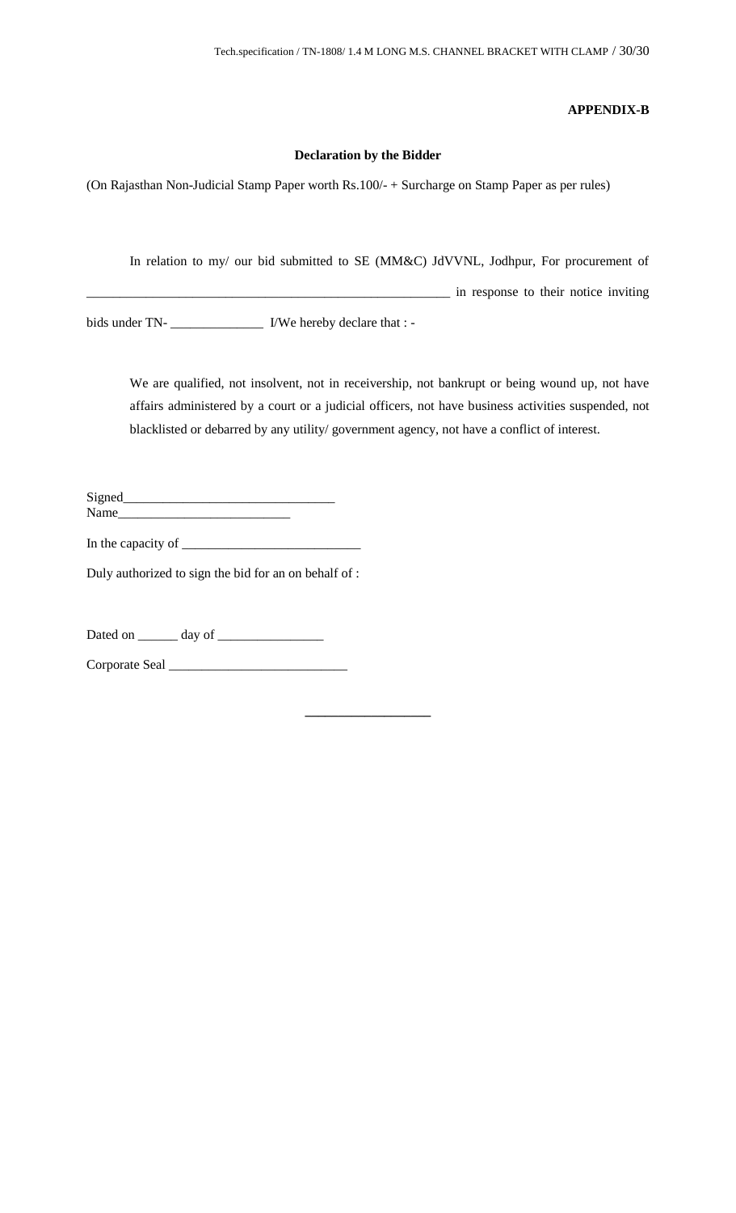**APPENDIX-B**

**Declaration by the Bidder**

(On Rajasthan Non-Judicial Stamp Paper worth Rs.100/- + Surcharge on Stamp Paper as per rules)

In relation to my/ our bid submitted to SE (MM&C) JdVVNL, Jodhpur, For procurement of _______________________________________________________ in response to their notice inviting bids under TN- ______________ I/We hereby declare that : -

We are qualified, not insolvent, not in receivership, not bankrupt or being wound up, not have affairs administered by a court or a judicial officers, not have business activities suspended, not blacklisted or debarred by any utility/ government agency, not have a conflict of interest.

Signed_______________________________

Name__________________________

In the capacity of ___________________________

Duly authorized to sign the bid for an on behalf of :

Dated on ______ day of ________________

Corporate Seal ___________________________